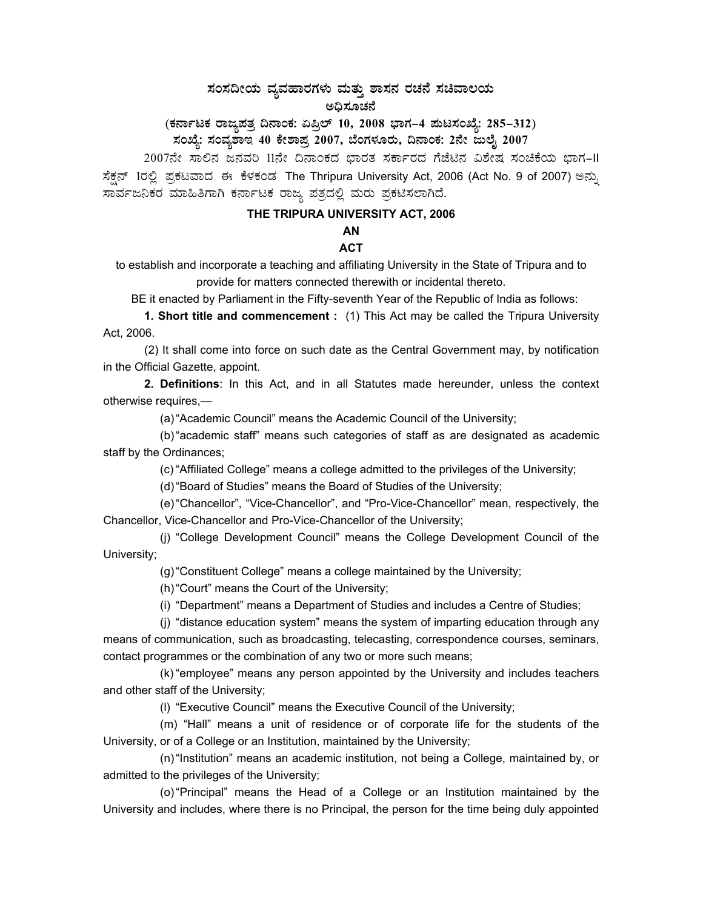# ಸಂಸದೀಯ ವ್ಯವಹಾರಗಳು ಮತ್ತು ಶಾಸನ ರಚನೆ ಸಚಿವಾಲಯ

## ಅಧಿಸೂಚನೆ

**(ಕರ್ನಾಟಕ ರಾಜ್ಯಪತ್ರ ದಿನಾಂಕ: ಏಪ್ರಿಲ್ 10, 2008 ಭಾಗ–4 ಪುಟಸಂಖ್ಯೆ: 285–312)**

**ಸಂಖ್ಯೆ: ಸಂವ್ಯಶಾಇ 40 ಕೇಶಾಪ್ರ 2007, ಬೆಂಗಳೂರು, ದಿನಾಂಕ: 2ನೇ ಜುಲೈ 2007**

2007ನೇ ಸಾಲಿನ ಜನವರಿ 11ನೇ ದಿನಾಂಕದ ಭಾರತ ಸರ್ಕಾರದ ಗೆಜೆಟಿನ ವಿಶೇಷ ಸಂಚಿಕೆಯ ಭಾಗ-II ಸೆಕ್ಷನ್ 1ರಲ್ಲಿ ಪ್ರಕಟವಾದ ಈ ಕೆಳಕಂಡ The Thripura University Act, 2006 (Act No. 9 of 2007) ಅನ್ನು ಸಾರ್ವಜನಿಕರ ಮಾಹಿತಿಗಾಗಿ ಕರ್ನಾಟಕ ರಾಜ್ಯ ಪತ್ರದಲ್ಲಿ ಮರು ಪ್ರಕಟಿಸಲಾಗಿದೆ.

## THE TRIPURA UNIVERSITY ACT, 2006

**AN**

**ACT**

to establish and incorporate a teaching and affiliating University in the State of Tripura and to provide for matters connected therewith or incidental thereto.

BE it enacted by Parliament in the Fifty-seventh Year of the Republic of India as follows:

**1. Short title and commencement :** (1) This Act may be called the Tripura University Act, 2006.

(2) It shall come into force on such date as the Central Government may, by notification in the Official Gazette, appoint.

**2. Definitions**: In this Act, and in all Statutes made hereunder, unless the context otherwise requires,—

(a) "Academic Council" means the Academic Council of the University;

(b) "academic staff" means such categories of staff as are designated as academic staff by the Ordinances;

(c) "Affiliated College" means a college admitted to the privileges of the University;

(d) "Board of Studies" means the Board of Studies of the University;

(e) "Chancellor", "Vice-Chancellor", and "Pro-Vice-Chancellor" mean, respectively, the Chancellor, Vice-Chancellor and Pro-Vice-Chancellor of the University;

(j) "College Development Council" means the College Development Council of the University;

(g) "Constituent College" means a college maintained by the University;

(h) "Court" means the Court of the University;

(i) "Department" means a Department of Studies and includes a Centre of Studies;

(j) "distance education system" means the system of imparting education through any means of communication, such as broadcasting, telecasting, correspondence courses, seminars, contact programmes or the combination of any two or more such means;

(k) "employee" means any person appointed by the University and includes teachers and other staff of the University;

(l) "Executive Council" means the Executive Council of the University;

(m) "Hall" means a unit of residence or of corporate life for the students of the University, or of a College or an Institution, maintained by the University;

(n) "Institution" means an academic institution, not being a College, maintained by, or admitted to the privileges of the University;

(o) "Principal" means the Head of a College or an Institution maintained by the University and includes, where there is no Principal, the person for the time being duly appointed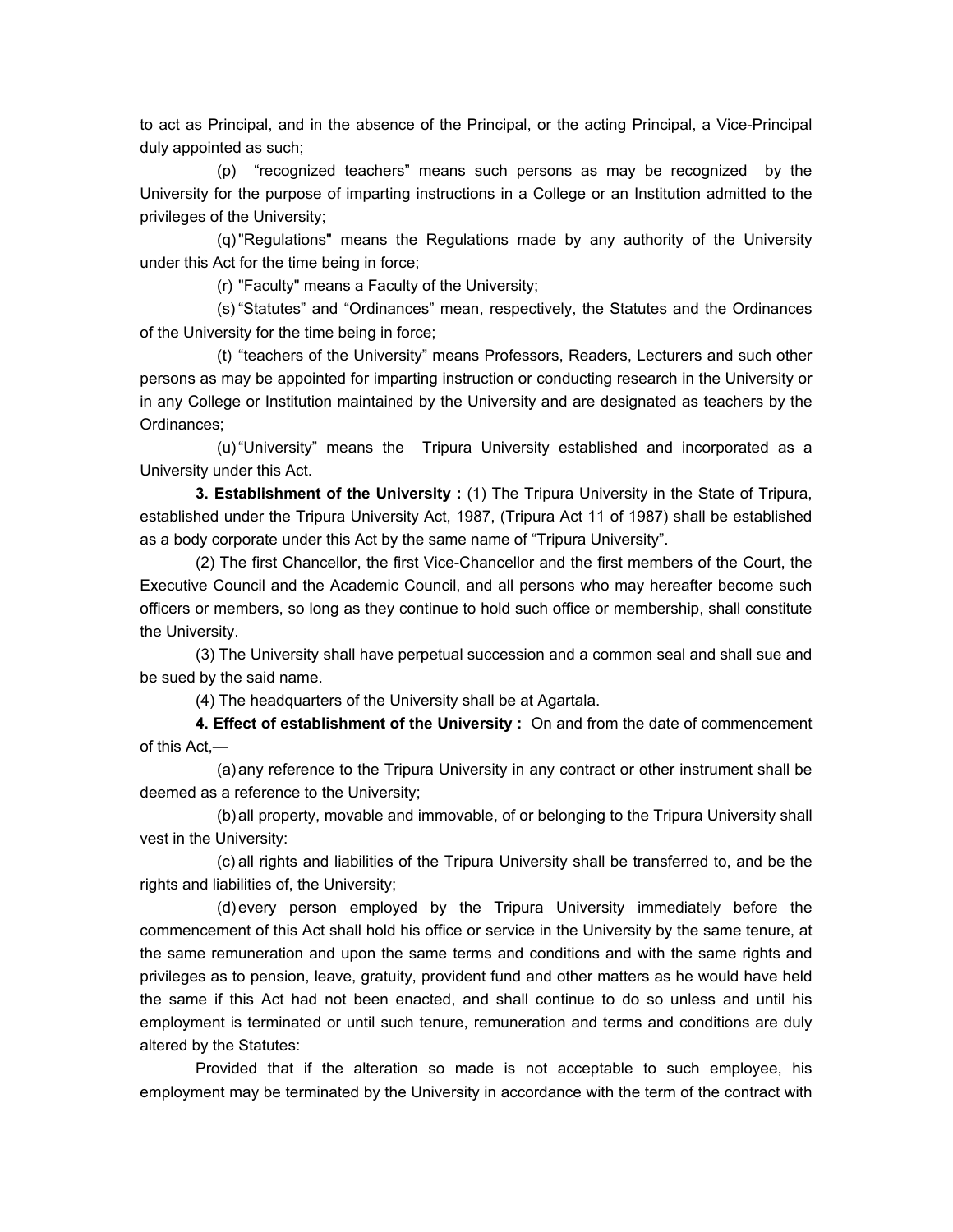to act as Principal, and in the absence of the Principal, or the acting Principal, a Vice-Principal duly appointed as such;

(p) "recognized teachers" means such persons as may be recognized by the University for the purpose of imparting instructions in a College or an Institution admitted to the privileges of the University;

(q) "Regulations" means the Regulations made by any authority of the University under this Act for the time being in force;

(r) "Faculty" means a Faculty of the University;

(s) "Statutes" and "Ordinances" mean, respectively, the Statutes and the Ordinances of the University for the time being in force;

(t) "teachers of the University" means Professors, Readers, Lecturers and such other persons as may be appointed for imparting instruction or conducting research in the University or in any College or Institution maintained by the University and are designated as teachers by the Ordinances;

(u) "University" means the Tripura University established and incorporated as a University under this Act.

**3. Establishment of the University :** (1) The Tripura University in the State of Tripura, established under the Tripura University Act, 1987, (Tripura Act 11 of 1987) shall be established as a body corporate under this Act by the same name of "Tripura University".

(2) The first Chancellor, the first Vice-Chancellor and the first members of the Court, the Executive Council and the Academic Council, and all persons who may hereafter become such officers or members, so long as they continue to hold such office or membership, shall constitute the University.

(3) The University shall have perpetual succession and a common seal and shall sue and be sued by the said name.

(4) The headquarters of the University shall be at Agartala.

**4. Effect of establishment of the University :** On and from the date of commencement of this Act,—

(a) any reference to the Tripura University in any contract or other instrument shall be deemed as a reference to the University;

(b) all property, movable and immovable, of or belonging to the Tripura University shall vest in the University:

(c) all rights and liabilities of the Tripura University shall be transferred to, and be the rights and liabilities of, the University;

(d) every person employed by the Tripura University immediately before the commencement of this Act shall hold his office or service in the University by the same tenure, at the same remuneration and upon the same terms and conditions and with the same rights and privileges as to pension, leave, gratuity, provident fund and other matters as he would have held the same if this Act had not been enacted, and shall continue to do so unless and until his employment is terminated or until such tenure, remuneration and terms and conditions are duly altered by the Statutes:

Provided that if the alteration so made is not acceptable to such employee, his employment may be terminated by the University in accordance with the term of the contract with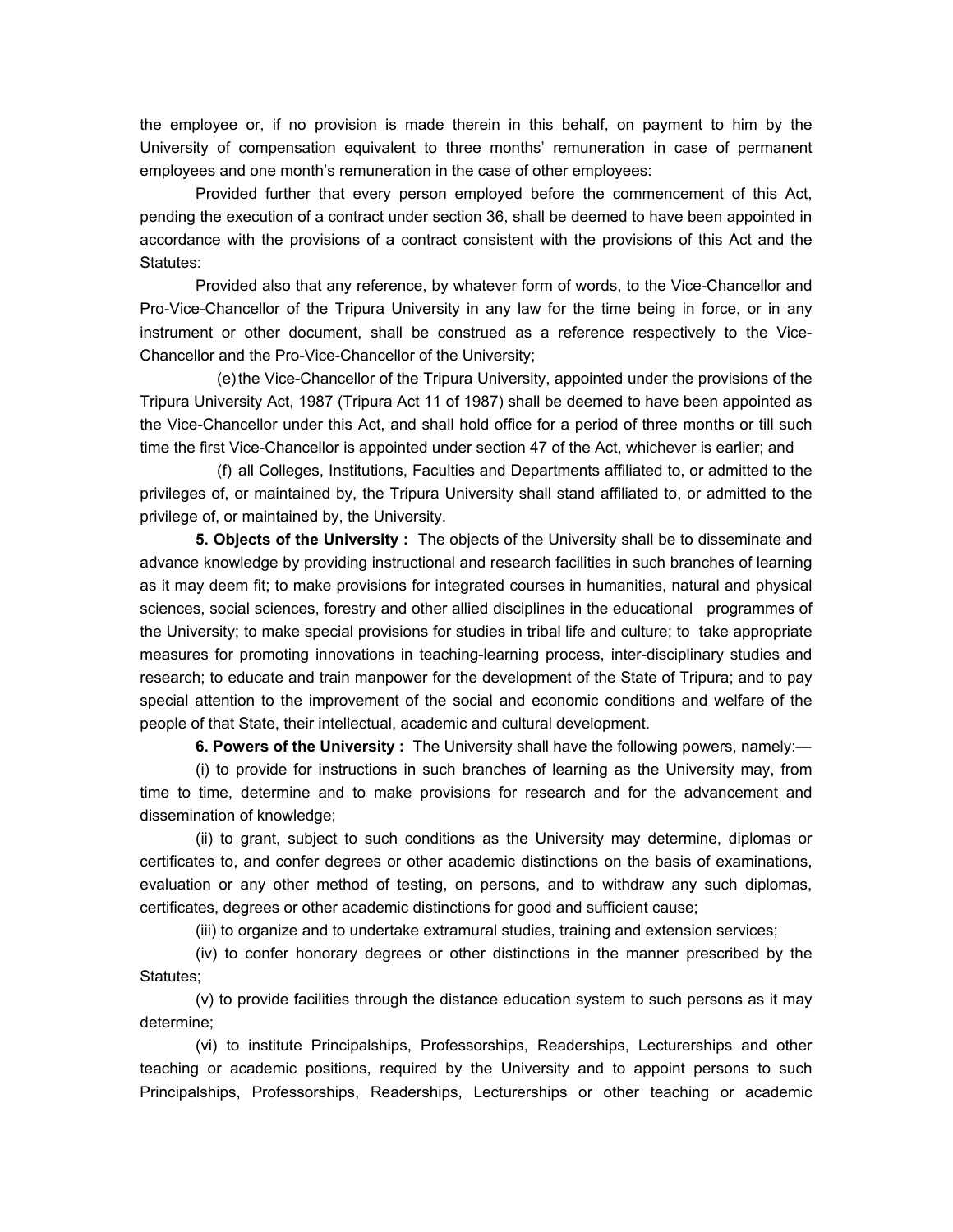the employee or, if no provision is made therein in this behalf, on payment to him by the University of compensation equivalent to three months' remuneration in case of permanent employees and one month's remuneration in the case of other employees:

Provided further that every person employed before the commencement of this Act, pending the execution of a contract under section 36, shall be deemed to have been appointed in accordance with the provisions of a contract consistent with the provisions of this Act and the Statutes:

Provided also that any reference, by whatever form of words, to the Vice-Chancellor and Pro-Vice-Chancellor of the Tripura University in any law for the time being in force, or in any instrument or other document, shall be construed as a reference respectively to the Vice-Chancellor and the Pro-Vice-Chancellor of the University;

(e) the Vice-Chancellor of the Tripura University, appointed under the provisions of the Tripura University Act, 1987 (Tripura Act 11 of 1987) shall be deemed to have been appointed as the Vice-Chancellor under this Act, and shall hold office for a period of three months or till such time the first Vice-Chancellor is appointed under section 47 of the Act, whichever is earlier; and

(f) all Colleges, Institutions, Faculties and Departments affiliated to, or admitted to the privileges of, or maintained by, the Tripura University shall stand affiliated to, or admitted to the privilege of, or maintained by, the University.

**5. Objects of the University :** The objects of the University shall be to disseminate and advance knowledge by providing instructional and research facilities in such branches of learning as it may deem fit; to make provisions for integrated courses in humanities, natural and physical sciences, social sciences, forestry and other allied disciplines in the educational programmes of the University; to make special provisions for studies in tribal life and culture; to take appropriate measures for promoting innovations in teaching-learning process, inter-disciplinary studies and research; to educate and train manpower for the development of the State of Tripura; and to pay special attention to the improvement of the social and economic conditions and welfare of the people of that State, their intellectual, academic and cultural development.

**6. Powers of the University :** The University shall have the following powers, namely:—

(i) to provide for instructions in such branches of learning as the University may, from time to time, determine and to make provisions for research and for the advancement and dissemination of knowledge;

(ii) to grant, subject to such conditions as the University may determine, diplomas or certificates to, and confer degrees or other academic distinctions on the basis of examinations, evaluation or any other method of testing, on persons, and to withdraw any such diplomas, certificates, degrees or other academic distinctions for good and sufficient cause;

(iii) to organize and to undertake extramural studies, training and extension services;

(iv) to confer honorary degrees or other distinctions in the manner prescribed by the Statutes;

(v) to provide facilities through the distance education system to such persons as it may determine;

(vi) to institute Principalships, Professorships, Readerships, Lecturerships and other teaching or academic positions, required by the University and to appoint persons to such Principalships, Professorships, Readerships, Lecturerships or other teaching or academic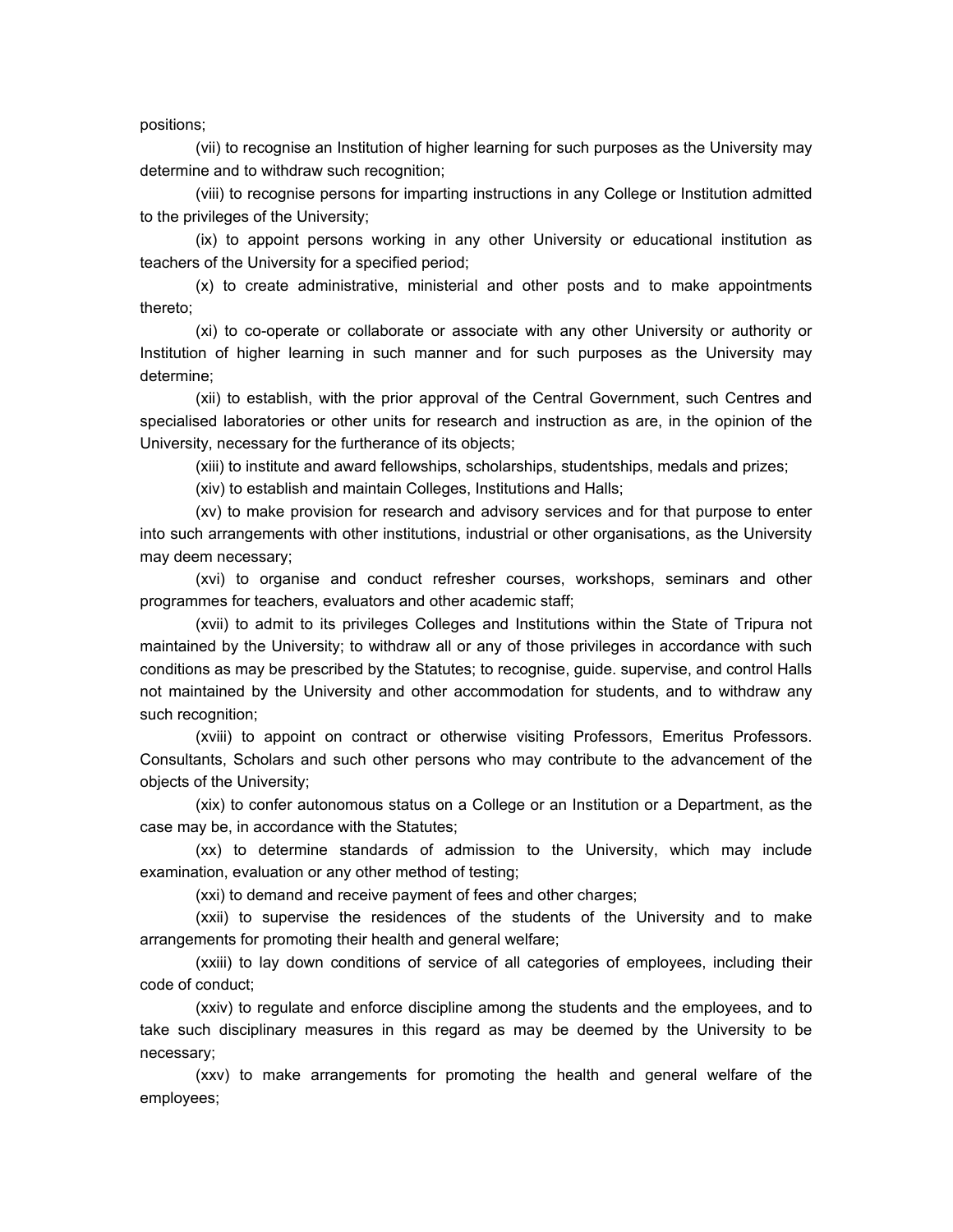positions;

(vii) to recognise an Institution of higher learning for such purposes as the University may determine and to withdraw such recognition;

(viii) to recognise persons for imparting instructions in any College or Institution admitted to the privileges of the University;

(ix) to appoint persons working in any other University or educational institution as teachers of the University for a specified period;

(x) to create administrative, ministerial and other posts and to make appointments thereto;

(xi) to co-operate or collaborate or associate with any other University or authority or Institution of higher learning in such manner and for such purposes as the University may determine;

(xii) to establish, with the prior approval of the Central Government, such Centres and specialised laboratories or other units for research and instruction as are, in the opinion of the University, necessary for the furtherance of its objects;

(xiii) to institute and award fellowships, scholarships, studentships, medals and prizes;

(xiv) to establish and maintain Colleges, Institutions and Halls;

(xv) to make provision for research and advisory services and for that purpose to enter into such arrangements with other institutions, industrial or other organisations, as the University may deem necessary;

(xvi) to organise and conduct refresher courses, workshops, seminars and other programmes for teachers, evaluators and other academic staff;

(xvii) to admit to its privileges Colleges and Institutions within the State of Tripura not maintained by the University; to withdraw all or any of those privileges in accordance with such conditions as may be prescribed by the Statutes; to recognise, guide. supervise, and control Halls not maintained by the University and other accommodation for students, and to withdraw any such recognition;

(xviii) to appoint on contract or otherwise visiting Professors, Emeritus Professors. Consultants, Scholars and such other persons who may contribute to the advancement of the objects of the University;

(xix) to confer autonomous status on a College or an Institution or a Department, as the case may be, in accordance with the Statutes;

(xx) to determine standards of admission to the University, which may include examination, evaluation or any other method of testing;

(xxi) to demand and receive payment of fees and other charges;

(xxii) to supervise the residences of the students of the University and to make arrangements for promoting their health and general welfare;

(xxiii) to lay down conditions of service of all categories of employees, including their code of conduct;

(xxiv) to regulate and enforce discipline among the students and the employees, and to take such disciplinary measures in this regard as may be deemed by the University to be necessary;

(xxv) to make arrangements for promoting the health and general welfare of the employees;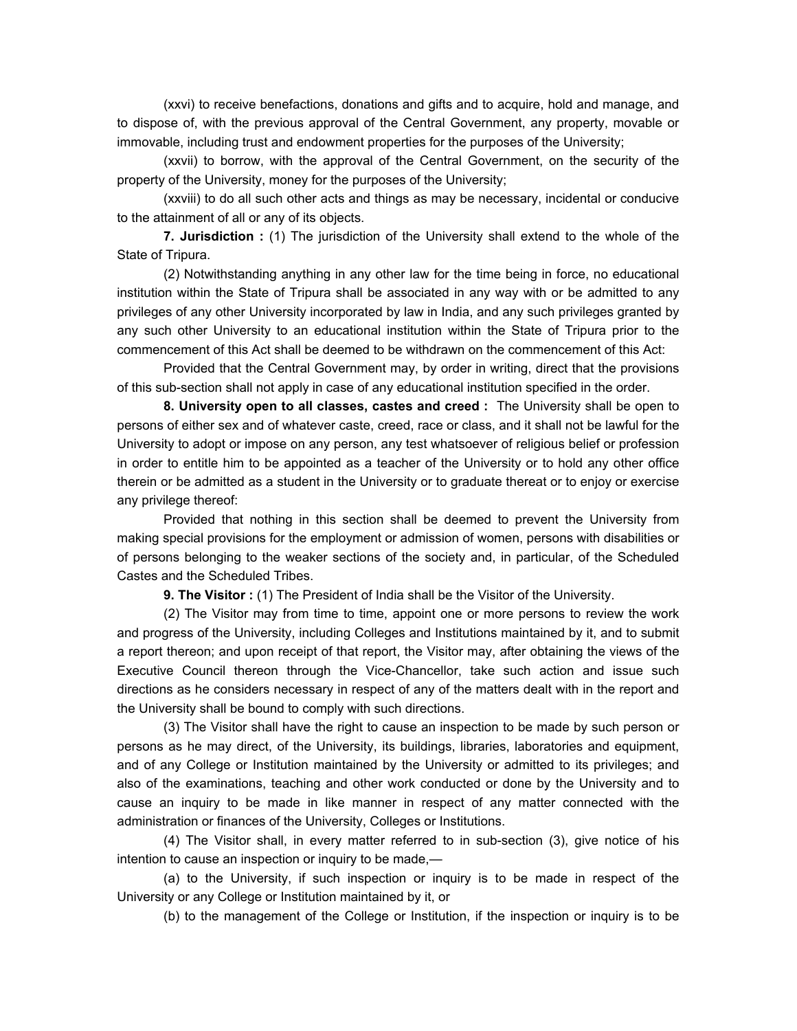(xxvi) to receive benefactions, donations and gifts and to acquire, hold and manage, and to dispose of, with the previous approval of the Central Government, any property, movable or immovable, including trust and endowment properties for the purposes of the University;

(xxvii) to borrow, with the approval of the Central Government, on the security of the property of the University, money for the purposes of the University;

(xxviii) to do all such other acts and things as may be necessary, incidental or conducive to the attainment of all or any of its objects.

**7. Jurisdiction :** (1) The jurisdiction of the University shall extend to the whole of the State of Tripura.

(2) Notwithstanding anything in any other law for the time being in force, no educational institution within the State of Tripura shall be associated in any way with or be admitted to any privileges of any other University incorporated by law in India, and any such privileges granted by any such other University to an educational institution within the State of Tripura prior to the commencement of this Act shall be deemed to be withdrawn on the commencement of this Act:

Provided that the Central Government may, by order in writing, direct that the provisions of this sub-section shall not apply in case of any educational institution specified in the order.

**8. University open to all classes, castes and creed :** The University shall be open to persons of either sex and of whatever caste, creed, race or class, and it shall not be lawful for the University to adopt or impose on any person, any test whatsoever of religious belief or profession in order to entitle him to be appointed as a teacher of the University or to hold any other office therein or be admitted as a student in the University or to graduate thereat or to enjoy or exercise any privilege thereof:

Provided that nothing in this section shall be deemed to prevent the University from making special provisions for the employment or admission of women, persons with disabilities or of persons belonging to the weaker sections of the society and, in particular, of the Scheduled Castes and the Scheduled Tribes.

**9. The Visitor :** (1) The President of India shall be the Visitor of the University.

(2) The Visitor may from time to time, appoint one or more persons to review the work and progress of the University, including Colleges and Institutions maintained by it, and to submit a report thereon; and upon receipt of that report, the Visitor may, after obtaining the views of the Executive Council thereon through the Vice-Chancellor, take such action and issue such directions as he considers necessary in respect of any of the matters dealt with in the report and the University shall be bound to comply with such directions.

(3) The Visitor shall have the right to cause an inspection to be made by such person or persons as he may direct, of the University, its buildings, libraries, laboratories and equipment, and of any College or Institution maintained by the University or admitted to its privileges; and also of the examinations, teaching and other work conducted or done by the University and to cause an inquiry to be made in like manner in respect of any matter connected with the administration or finances of the University, Colleges or Institutions.

(4) The Visitor shall, in every matter referred to in sub-section (3), give notice of his intention to cause an inspection or inquiry to be made,—

(a) to the University, if such inspection or inquiry is to be made in respect of the University or any College or Institution maintained by it, or

(b) to the management of the College or Institution, if the inspection or inquiry is to be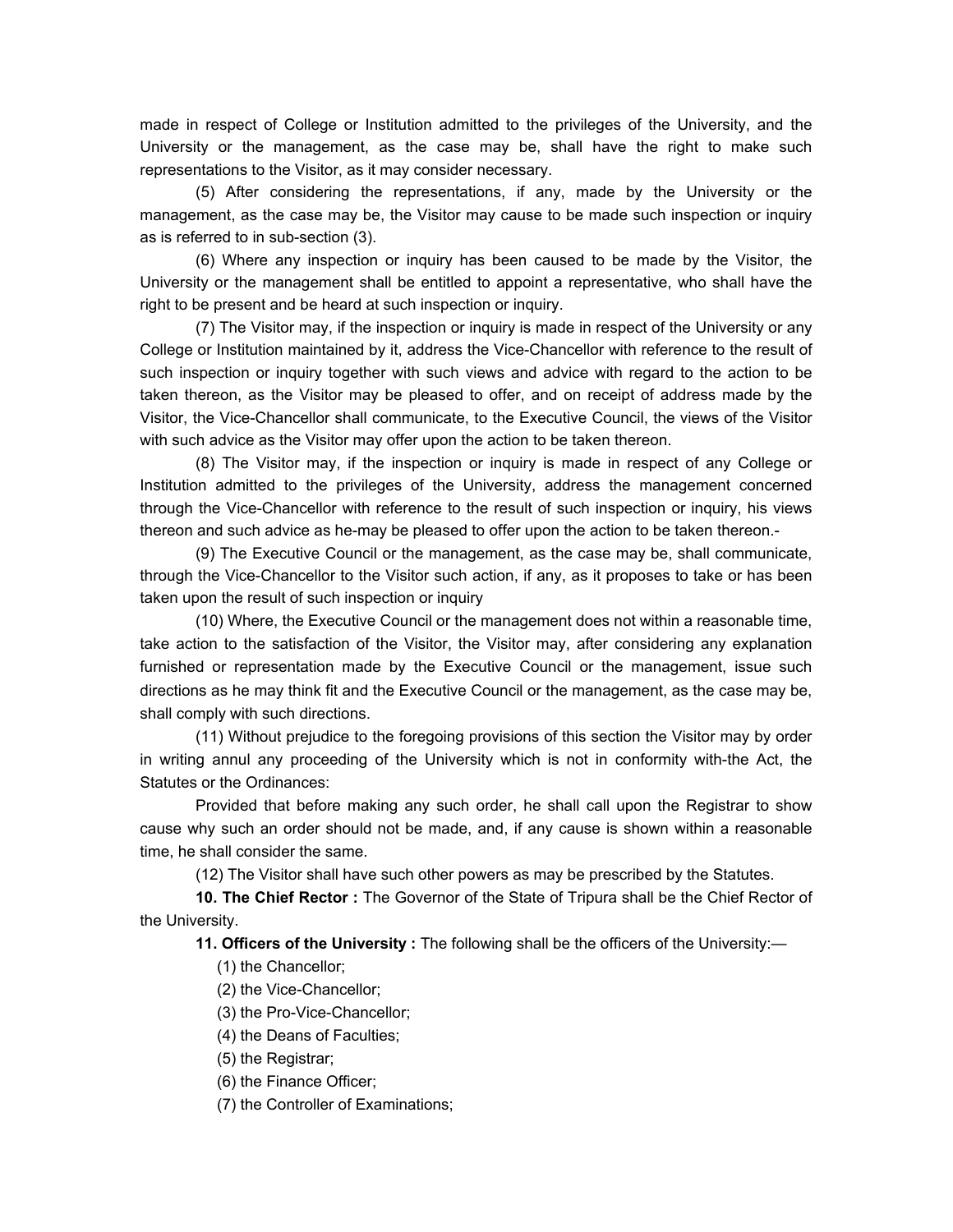made in respect of College or Institution admitted to the privileges of the University, and the University or the management, as the case may be, shall have the right to make such representations to the Visitor, as it may consider necessary.

(5) After considering the representations, if any, made by the University or the management, as the case may be, the Visitor may cause to be made such inspection or inquiry as is referred to in sub-section (3).

(6) Where any inspection or inquiry has been caused to be made by the Visitor, the University or the management shall be entitled to appoint a representative, who shall have the right to be present and be heard at such inspection or inquiry.

(7) The Visitor may, if the inspection or inquiry is made in respect of the University or any College or Institution maintained by it, address the Vice-Chancellor with reference to the result of such inspection or inquiry together with such views and advice with regard to the action to be taken thereon, as the Visitor may be pleased to offer, and on receipt of address made by the Visitor, the Vice-Chancellor shall communicate, to the Executive Council, the views of the Visitor with such advice as the Visitor may offer upon the action to be taken thereon.

(8) The Visitor may, if the inspection or inquiry is made in respect of any College or Institution admitted to the privileges of the University, address the management concerned through the Vice-Chancellor with reference to the result of such inspection or inquiry, his views thereon and such advice as he-may be pleased to offer upon the action to be taken thereon.-

(9) The Executive Council or the management, as the case may be, shall communicate, through the Vice-Chancellor to the Visitor such action, if any, as it proposes to take or has been taken upon the result of such inspection or inquiry

(10) Where, the Executive Council or the management does not within a reasonable time, take action to the satisfaction of the Visitor, the Visitor may, after considering any explanation furnished or representation made by the Executive Council or the management, issue such directions as he may think fit and the Executive Council or the management, as the case may be, shall comply with such directions.

(11) Without prejudice to the foregoing provisions of this section the Visitor may by order in writing annul any proceeding of the University which is not in conformity with-the Act, the Statutes or the Ordinances:

Provided that before making any such order, he shall call upon the Registrar to show cause why such an order should not be made, and, if any cause is shown within a reasonable time, he shall consider the same.

(12) The Visitor shall have such other powers as may be prescribed by the Statutes.

**10. The Chief Rector :** The Governor of the State of Tripura shall be the Chief Rector of the University.

**11. Officers of the University :** The following shall be the officers of the University:—

(1) the Chancellor;

(2) the Vice-Chancellor;

(3) the Pro-Vice-Chancellor;

(4) the Deans of Faculties;

(5) the Registrar;

(6) the Finance Officer;

(7) the Controller of Examinations;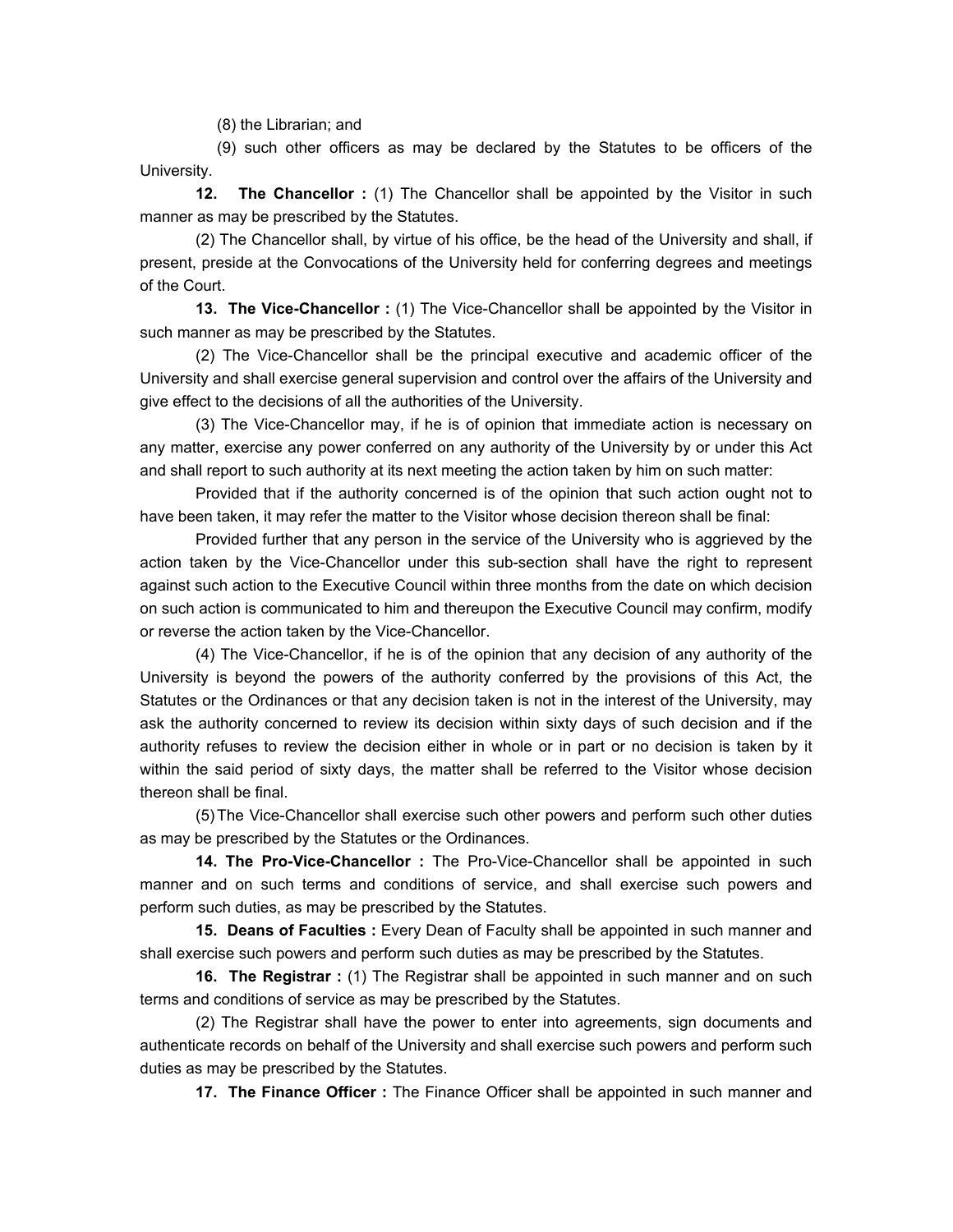(8) the Librarian; and

(9) such other officers as may be declared by the Statutes to be officers of the University.

**12. The Chancellor :** (1) The Chancellor shall be appointed by the Visitor in such manner as may be prescribed by the Statutes.

(2) The Chancellor shall, by virtue of his office, be the head of the University and shall, if present, preside at the Convocations of the University held for conferring degrees and meetings of the Court.

**13. The Vice-Chancellor :** (1) The Vice-Chancellor shall be appointed by the Visitor in such manner as may be prescribed by the Statutes.

(2) The Vice-Chancellor shall be the principal executive and academic officer of the University and shall exercise general supervision and control over the affairs of the University and give effect to the decisions of all the authorities of the University.

(3) The Vice-Chancellor may, if he is of opinion that immediate action is necessary on any matter, exercise any power conferred on any authority of the University by or under this Act and shall report to such authority at its next meeting the action taken by him on such matter:

Provided that if the authority concerned is of the opinion that such action ought not to have been taken, it may refer the matter to the Visitor whose decision thereon shall be final:

Provided further that any person in the service of the University who is aggrieved by the action taken by the Vice-Chancellor under this sub-section shall have the right to represent against such action to the Executive Council within three months from the date on which decision on such action is communicated to him and thereupon the Executive Council may confirm, modify or reverse the action taken by the Vice-Chancellor.

(4) The Vice-Chancellor, if he is of the opinion that any decision of any authority of the University is beyond the powers of the authority conferred by the provisions of this Act, the Statutes or the Ordinances or that any decision taken is not in the interest of the University, may ask the authority concerned to review its decision within sixty days of such decision and if the authority refuses to review the decision either in whole or in part or no decision is taken by it within the said period of sixty days, the matter shall be referred to the Visitor whose decision thereon shall be final.

(5) The Vice-Chancellor shall exercise such other powers and perform such other duties as may be prescribed by the Statutes or the Ordinances.

**14. The Pro-Vice-Chancellor :** The Pro-Vice-Chancellor shall be appointed in such manner and on such terms and conditions of service, and shall exercise such powers and perform such duties, as may be prescribed by the Statutes.

**15. Deans of Faculties :** Every Dean of Faculty shall be appointed in such manner and shall exercise such powers and perform such duties as may be prescribed by the Statutes.

**16. The Registrar :** (1) The Registrar shall be appointed in such manner and on such terms and conditions of service as may be prescribed by the Statutes.

(2) The Registrar shall have the power to enter into agreements, sign documents and authenticate records on behalf of the University and shall exercise such powers and perform such duties as may be prescribed by the Statutes.

**17. The Finance Officer :** The Finance Officer shall be appointed in such manner and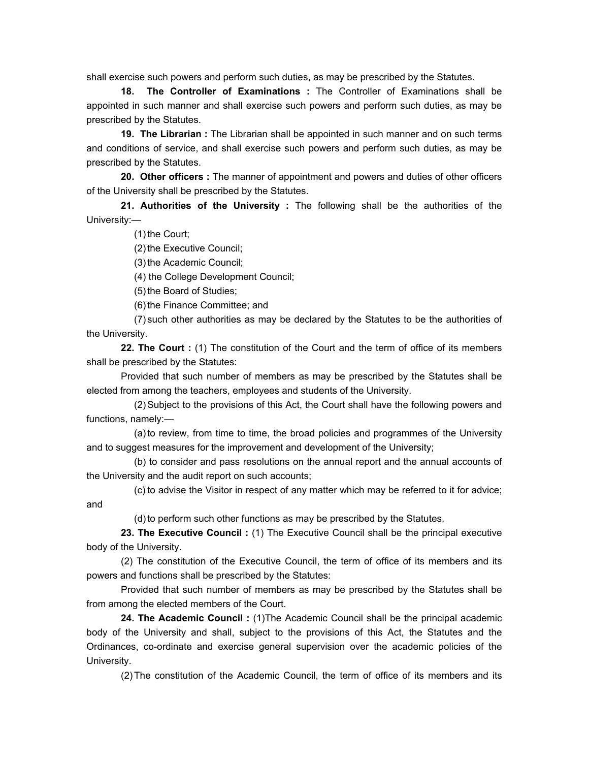shall exercise such powers and perform such duties, as may be prescribed by the Statutes.

**18. The Controller of Examinations :** The Controller of Examinations shall be appointed in such manner and shall exercise such powers and perform such duties, as may be prescribed by the Statutes.

**19. The Librarian :** The Librarian shall be appointed in such manner and on such terms and conditions of service, and shall exercise such powers and perform such duties, as may be prescribed by the Statutes.

**20. Other officers :** The manner of appointment and powers and duties of other officers of the University shall be prescribed by the Statutes.

**21. Authorities of the University :** The following shall be the authorities of the University:—

(1) the Court;

(2) the Executive Council;

(3) the Academic Council;

(4) the College Development Council;

(5) the Board of Studies;

(6) the Finance Committee; and

(7) such other authorities as may be declared by the Statutes to be the authorities of the University.

**22. The Court :** (1) The constitution of the Court and the term of office of its members shall be prescribed by the Statutes:

Provided that such number of members as may be prescribed by the Statutes shall be elected from among the teachers, employees and students of the University.

(2) Subject to the provisions of this Act, the Court shall have the following powers and functions, namely:—

(a) to review, from time to time, the broad policies and programmes of the University and to suggest measures for the improvement and development of the University;

(b) to consider and pass resolutions on the annual report and the annual accounts of the University and the audit report on such accounts;

(c) to advise the Visitor in respect of any matter which may be referred to it for advice; and

(d) to perform such other functions as may be prescribed by the Statutes.

**23. The Executive Council :** (1) The Executive Council shall be the principal executive body of the University.

(2) The constitution of the Executive Council, the term of office of its members and its powers and functions shall be prescribed by the Statutes:

Provided that such number of members as may be prescribed by the Statutes shall be from among the elected members of the Court.

**24. The Academic Council :** (1)The Academic Council shall be the principal academic body of the University and shall, subject to the provisions of this Act, the Statutes and the Ordinances, co-ordinate and exercise general supervision over the academic policies of the University.

(2) The constitution of the Academic Council, the term of office of its members and its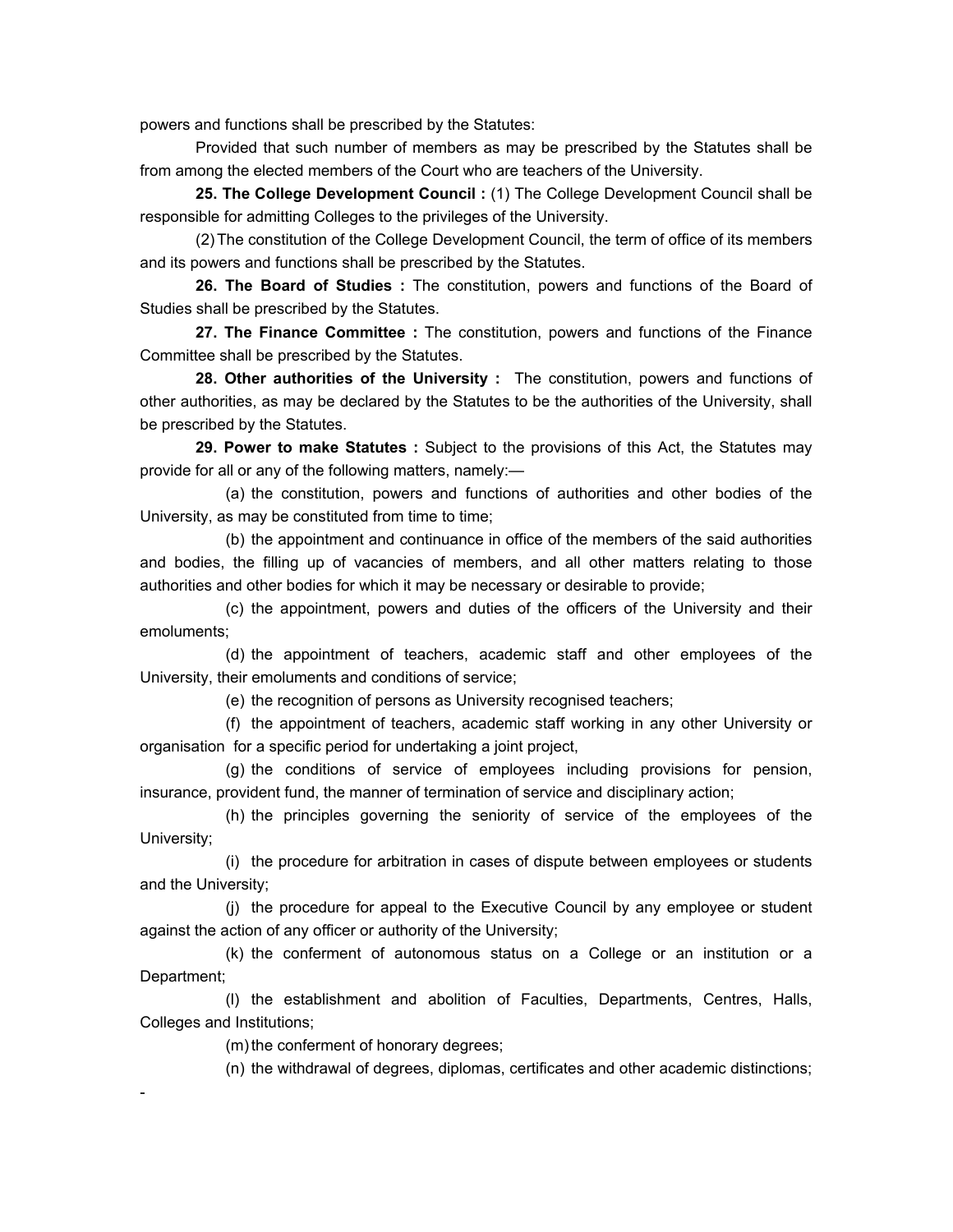powers and functions shall be prescribed by the Statutes:

Provided that such number of members as may be prescribed by the Statutes shall be from among the elected members of the Court who are teachers of the University.

**25. The College Development Council :** (1) The College Development Council shall be responsible for admitting Colleges to the privileges of the University.

(2) The constitution of the College Development Council, the term of office of its members and its powers and functions shall be prescribed by the Statutes.

**26. The Board of Studies :** The constitution, powers and functions of the Board of Studies shall be prescribed by the Statutes.

**27. The Finance Committee :** The constitution, powers and functions of the Finance Committee shall be prescribed by the Statutes.

**28. Other authorities of the University :** The constitution, powers and functions of other authorities, as may be declared by the Statutes to be the authorities of the University, shall be prescribed by the Statutes.

**29. Power to make Statutes :** Subject to the provisions of this Act, the Statutes may provide for all or any of the following matters, namely:—

(a) the constitution, powers and functions of authorities and other bodies of the University, as may be constituted from time to time;

(b) the appointment and continuance in office of the members of the said authorities and bodies, the filling up of vacancies of members, and all other matters relating to those authorities and other bodies for which it may be necessary or desirable to provide;

(c) the appointment, powers and duties of the officers of the University and their emoluments;

(d) the appointment of teachers, academic staff and other employees of the University, their emoluments and conditions of service;

(e) the recognition of persons as University recognised teachers;

(f) the appointment of teachers, academic staff working in any other University or organisation for a specific period for undertaking a joint project,

(g) the conditions of service of employees including provisions for pension, insurance, provident fund, the manner of termination of service and disciplinary action;

(h) the principles governing the seniority of service of the employees of the University;

(i) the procedure for arbitration in cases of dispute between employees or students and the University;

(j) the procedure for appeal to the Executive Council by any employee or student against the action of any officer or authority of the University;

(k) the conferment of autonomous status on a College or an institution or a Department;

(l) the establishment and abolition of Faculties, Departments, Centres, Halls, Colleges and Institutions;

(m) the conferment of honorary degrees;

(n) the withdrawal of degrees, diplomas, certificates and other academic distinctions;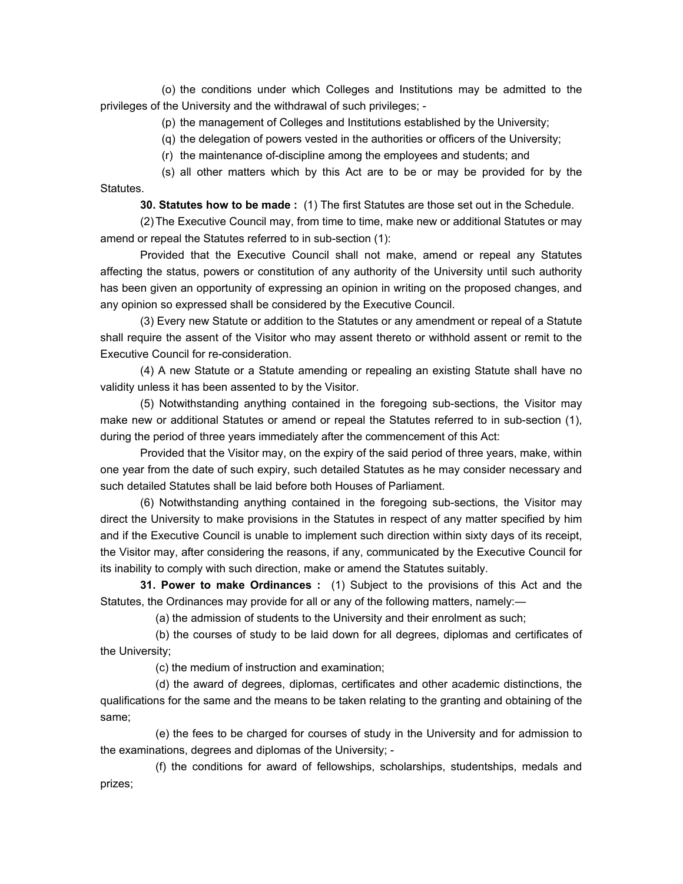(o) the conditions under which Colleges and Institutions may be admitted to the privileges of the University and the withdrawal of such privileges; -

(p) the management of Colleges and Institutions established by the University;

(q) the delegation of powers vested in the authorities or officers of the University;

(r) the maintenance of-discipline among the employees and students; and

(s) all other matters which by this Act are to be or may be provided for by the Statutes.

**30. Statutes how to be made :** (1) The first Statutes are those set out in the Schedule.

(2) The Executive Council may, from time to time, make new or additional Statutes or may amend or repeal the Statutes referred to in sub-section (1):

Provided that the Executive Council shall not make, amend or repeal any Statutes affecting the status, powers or constitution of any authority of the University until such authority has been given an opportunity of expressing an opinion in writing on the proposed changes, and any opinion so expressed shall be considered by the Executive Council.

(3) Every new Statute or addition to the Statutes or any amendment or repeal of a Statute shall require the assent of the Visitor who may assent thereto or withhold assent or remit to the Executive Council for re-consideration.

(4) A new Statute or a Statute amending or repealing an existing Statute shall have no validity unless it has been assented to by the Visitor.

(5) Notwithstanding anything contained in the foregoing sub-sections, the Visitor may make new or additional Statutes or amend or repeal the Statutes referred to in sub-section (1), during the period of three years immediately after the commencement of this Act:

Provided that the Visitor may, on the expiry of the said period of three years, make, within one year from the date of such expiry, such detailed Statutes as he may consider necessary and such detailed Statutes shall be laid before both Houses of Parliament.

(6) Notwithstanding anything contained in the foregoing sub-sections, the Visitor may direct the University to make provisions in the Statutes in respect of any matter specified by him and if the Executive Council is unable to implement such direction within sixty days of its receipt, the Visitor may, after considering the reasons, if any, communicated by the Executive Council for its inability to comply with such direction, make or amend the Statutes suitably.

**31. Power to make Ordinances :** (1) Subject to the provisions of this Act and the Statutes, the Ordinances may provide for all or any of the following matters, namely:—

(a) the admission of students to the University and their enrolment as such;

(b) the courses of study to be laid down for all degrees, diplomas and certificates of the University;

(c) the medium of instruction and examination;

(d) the award of degrees, diplomas, certificates and other academic distinctions, the qualifications for the same and the means to be taken relating to the granting and obtaining of the same;

(e) the fees to be charged for courses of study in the University and for admission to the examinations, degrees and diplomas of the University; -

(f) the conditions for award of fellowships, scholarships, studentships, medals and prizes;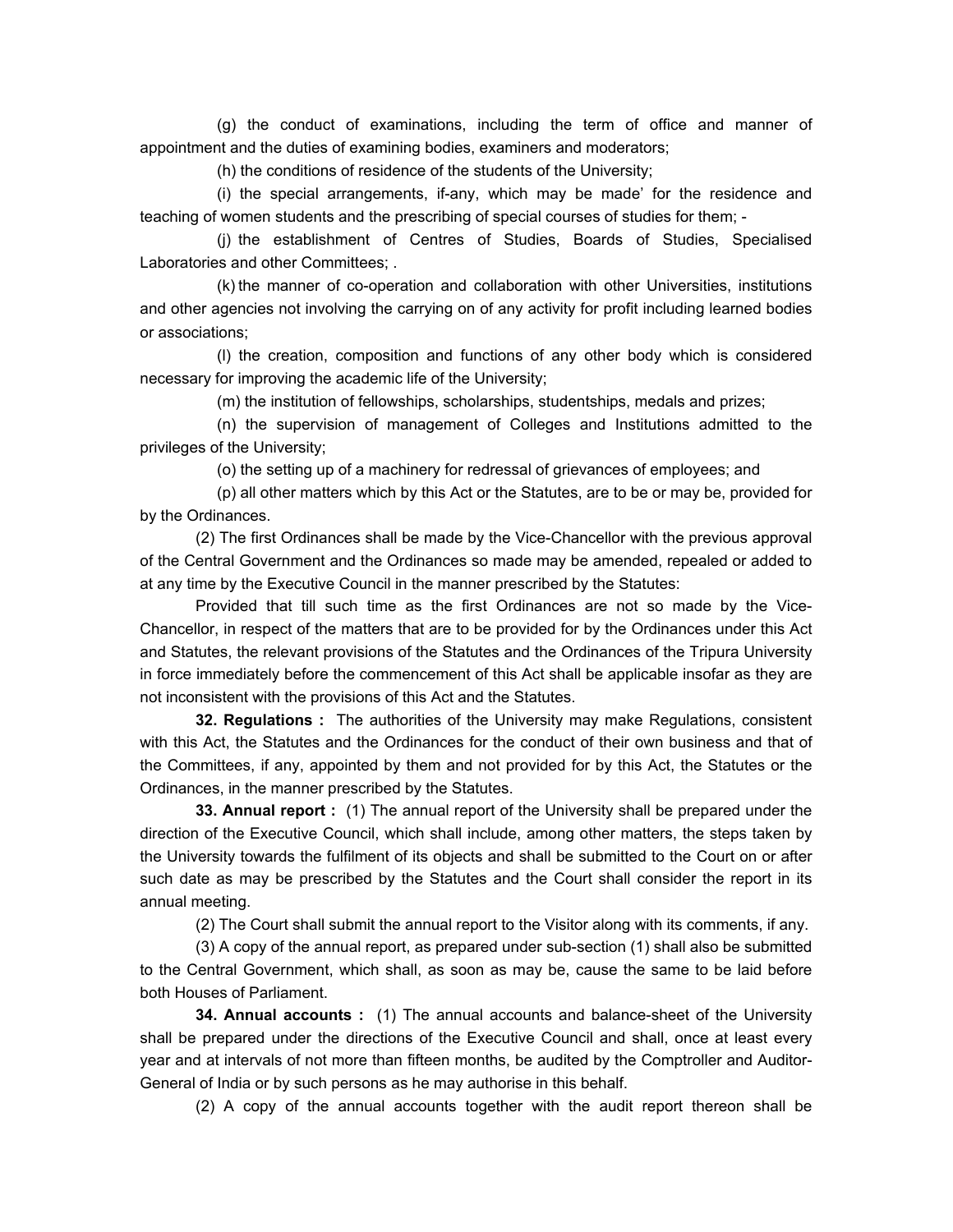(g) the conduct of examinations, including the term of office and manner of appointment and the duties of examining bodies, examiners and moderators;

(h) the conditions of residence of the students of the University;

(i) the special arrangements, if-any, which may be made' for the residence and teaching of women students and the prescribing of special courses of studies for them; -

(j) the establishment of Centres of Studies, Boards of Studies, Specialised Laboratories and other Committees; .

(k) the manner of co-operation and collaboration with other Universities, institutions and other agencies not involving the carrying on of any activity for profit including learned bodies or associations;

(l) the creation, composition and functions of any other body which is considered necessary for improving the academic life of the University;

(m) the institution of fellowships, scholarships, studentships, medals and prizes;

(n) the supervision of management of Colleges and Institutions admitted to the privileges of the University;

(o) the setting up of a machinery for redressal of grievances of employees; and

(p) all other matters which by this Act or the Statutes, are to be or may be, provided for by the Ordinances.

(2) The first Ordinances shall be made by the Vice-Chancellor with the previous approval of the Central Government and the Ordinances so made may be amended, repealed or added to at any time by the Executive Council in the manner prescribed by the Statutes:

Provided that till such time as the first Ordinances are not so made by the Vice-Chancellor, in respect of the matters that are to be provided for by the Ordinances under this Act and Statutes, the relevant provisions of the Statutes and the Ordinances of the Tripura University in force immediately before the commencement of this Act shall be applicable insofar as they are not inconsistent with the provisions of this Act and the Statutes.

**32. Regulations :** The authorities of the University may make Regulations, consistent with this Act, the Statutes and the Ordinances for the conduct of their own business and that of the Committees, if any, appointed by them and not provided for by this Act, the Statutes or the Ordinances, in the manner prescribed by the Statutes.

**33. Annual report :** (1) The annual report of the University shall be prepared under the direction of the Executive Council, which shall include, among other matters, the steps taken by the University towards the fulfilment of its objects and shall be submitted to the Court on or after such date as may be prescribed by the Statutes and the Court shall consider the report in its annual meeting.

(2) The Court shall submit the annual report to the Visitor along with its comments, if any.

(3) A copy of the annual report, as prepared under sub-section (1) shall also be submitted to the Central Government, which shall, as soon as may be, cause the same to be laid before both Houses of Parliament.

**34. Annual accounts :** (1) The annual accounts and balance-sheet of the University shall be prepared under the directions of the Executive Council and shall, once at least every year and at intervals of not more than fifteen months, be audited by the Comptroller and Auditor-General of India or by such persons as he may authorise in this behalf.

(2) A copy of the annual accounts together with the audit report thereon shall be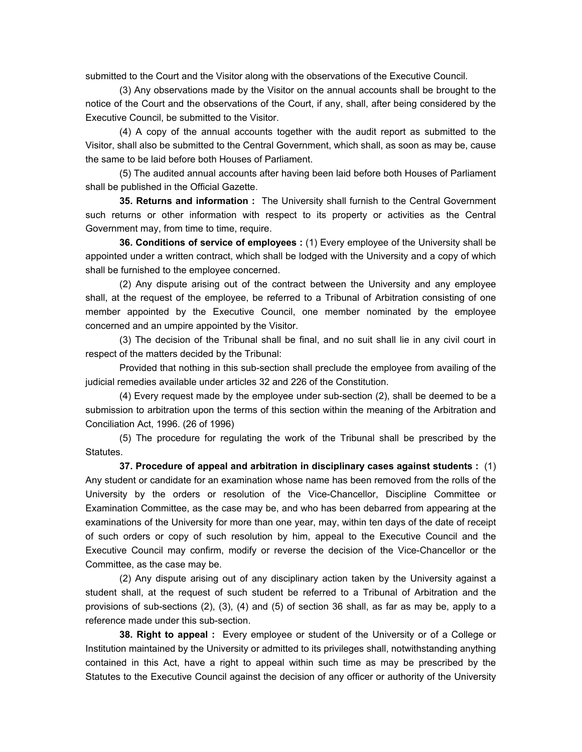submitted to the Court and the Visitor along with the observations of the Executive Council.

(3) Any observations made by the Visitor on the annual accounts shall be brought to the notice of the Court and the observations of the Court, if any, shall, after being considered by the Executive Council, be submitted to the Visitor.

(4) A copy of the annual accounts together with the audit report as submitted to the Visitor, shall also be submitted to the Central Government, which shall, as soon as may be, cause the same to be laid before both Houses of Parliament.

(5) The audited annual accounts after having been laid before both Houses of Parliament shall be published in the Official Gazette.

**35. Returns and information :** The University shall furnish to the Central Government such returns or other information with respect to its property or activities as the Central Government may, from time to time, require.

**36. Conditions of service of employees :** (1) Every employee of the University shall be appointed under a written contract, which shall be lodged with the University and a copy of which shall be furnished to the employee concerned.

(2) Any dispute arising out of the contract between the University and any employee shall, at the request of the employee, be referred to a Tribunal of Arbitration consisting of one member appointed by the Executive Council, one member nominated by the employee concerned and an umpire appointed by the Visitor.

(3) The decision of the Tribunal shall be final, and no suit shall lie in any civil court in respect of the matters decided by the Tribunal:

Provided that nothing in this sub-section shall preclude the employee from availing of the judicial remedies available under articles 32 and 226 of the Constitution.

(4) Every request made by the employee under sub-section (2), shall be deemed to be a submission to arbitration upon the terms of this section within the meaning of the Arbitration and Conciliation Act, 1996. (26 of 1996)

(5) The procedure for regulating the work of the Tribunal shall be prescribed by the Statutes.

**37. Procedure of appeal and arbitration in disciplinary cases against students :** (1) Any student or candidate for an examination whose name has been removed from the rolls of the University by the orders or resolution of the Vice-Chancellor, Discipline Committee or Examination Committee, as the case may be, and who has been debarred from appearing at the examinations of the University for more than one year, may, within ten days of the date of receipt of such orders or copy of such resolution by him, appeal to the Executive Council and the Executive Council may confirm, modify or reverse the decision of the Vice-Chancellor or the Committee, as the case may be.

(2) Any dispute arising out of any disciplinary action taken by the University against a student shall, at the request of such student be referred to a Tribunal of Arbitration and the provisions of sub-sections (2), (3), (4) and (5) of section 36 shall, as far as may be, apply to a reference made under this sub-section.

**38. Right to appeal :** Every employee or student of the University or of a College or Institution maintained by the University or admitted to its privileges shall, notwithstanding anything contained in this Act, have a right to appeal within such time as may be prescribed by the Statutes to the Executive Council against the decision of any officer or authority of the University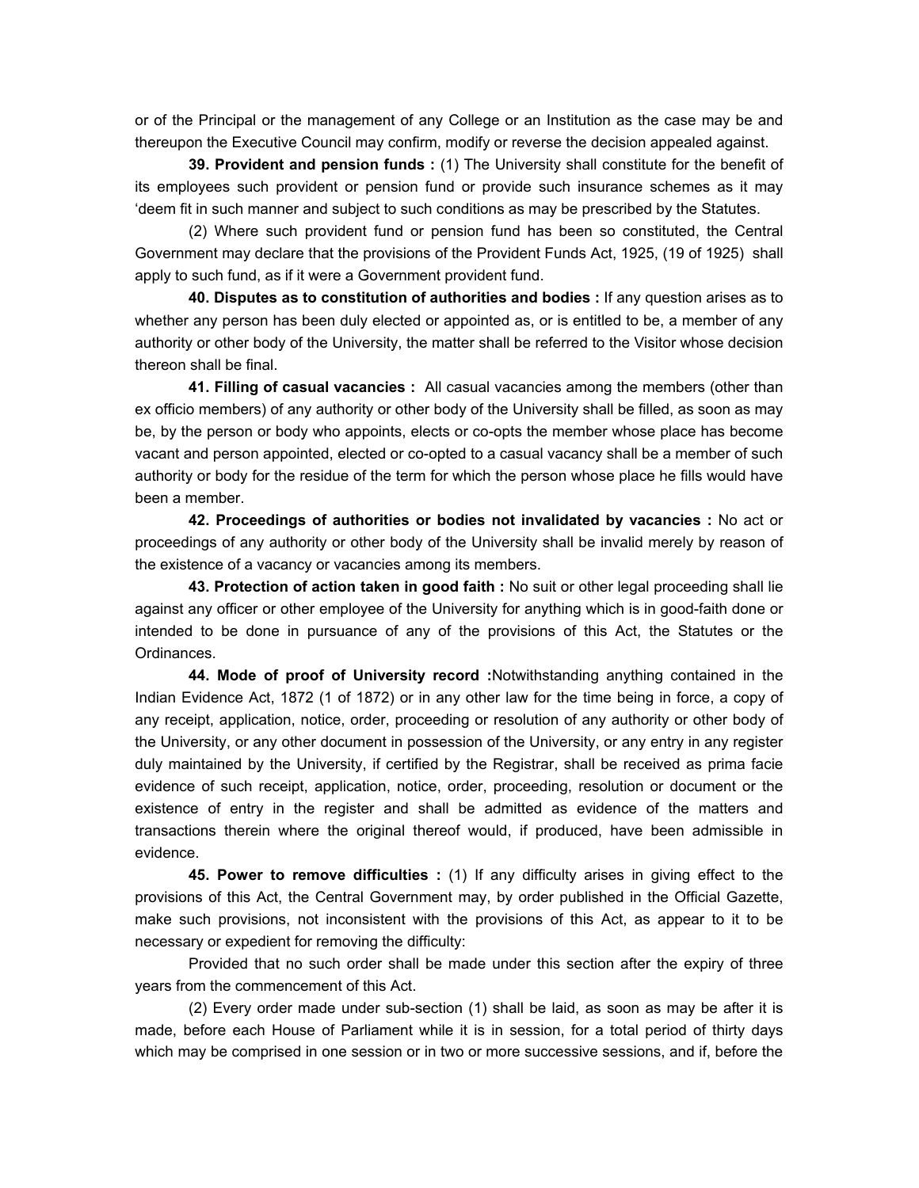or of the Principal or the management of any College or an Institution as the case may be and thereupon the Executive Council may confirm, modify or reverse the decision appealed against.

**39. Provident and pension funds :** (1) The University shall constitute for the benefit of its employees such provident or pension fund or provide such insurance schemes as it may 'deem fit in such manner and subject to such conditions as may be prescribed by the Statutes.

(2) Where such provident fund or pension fund has been so constituted, the Central Government may declare that the provisions of the Provident Funds Act, 1925, (19 of 1925) shall apply to such fund, as if it were a Government provident fund.

**40. Disputes as to constitution of authorities and bodies :** If any question arises as to whether any person has been duly elected or appointed as, or is entitled to be, a member of any authority or other body of the University, the matter shall be referred to the Visitor whose decision thereon shall be final.

**41. Filling of casual vacancies :** All casual vacancies among the members (other than ex officio members) of any authority or other body of the University shall be filled, as soon as may be, by the person or body who appoints, elects or co-opts the member whose place has become vacant and person appointed, elected or co-opted to a casual vacancy shall be a member of such authority or body for the residue of the term for which the person whose place he fills would have been a member.

**42. Proceedings of authorities or bodies not invalidated by vacancies :** No act or proceedings of any authority or other body of the University shall be invalid merely by reason of the existence of a vacancy or vacancies among its members.

**43. Protection of action taken in good faith :** No suit or other legal proceeding shall lie against any officer or other employee of the University for anything which is in good-faith done or intended to be done in pursuance of any of the provisions of this Act, the Statutes or the Ordinances.

**44. Mode of proof of University record :**Notwithstanding anything contained in the Indian Evidence Act, 1872 (1 of 1872) or in any other law for the time being in force, a copy of any receipt, application, notice, order, proceeding or resolution of any authority or other body of the University, or any other document in possession of the University, or any entry in any register duly maintained by the University, if certified by the Registrar, shall be received as prima facie evidence of such receipt, application, notice, order, proceeding, resolution or document or the existence of entry in the register and shall be admitted as evidence of the matters and transactions therein where the original thereof would, if produced, have been admissible in evidence.

**45. Power to remove difficulties :** (1) If any difficulty arises in giving effect to the provisions of this Act, the Central Government may, by order published in the Official Gazette, make such provisions, not inconsistent with the provisions of this Act, as appear to it to be necessary or expedient for removing the difficulty:

Provided that no such order shall be made under this section after the expiry of three years from the commencement of this Act.

(2) Every order made under sub-section (1) shall be laid, as soon as may be after it is made, before each House of Parliament while it is in session, for a total period of thirty days which may be comprised in one session or in two or more successive sessions, and if, before the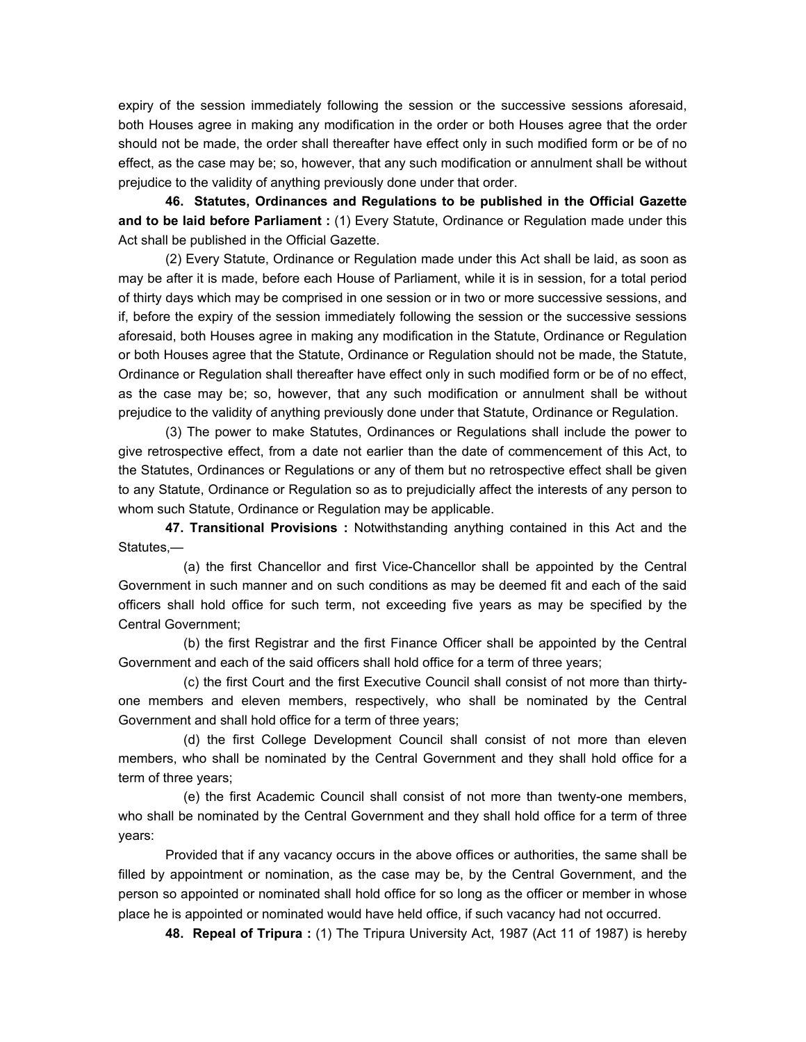expiry of the session immediately following the session or the successive sessions aforesaid, both Houses agree in making any modification in the order or both Houses agree that the order should not be made, the order shall thereafter have effect only in such modified form or be of no effect, as the case may be; so, however, that any such modification or annulment shall be without prejudice to the validity of anything previously done under that order.

**46. Statutes, Ordinances and Regulations to be published in the Official Gazette and to be laid before Parliament :** (1) Every Statute, Ordinance or Regulation made under this Act shall be published in the Official Gazette.

(2) Every Statute, Ordinance or Regulation made under this Act shall be laid, as soon as may be after it is made, before each House of Parliament, while it is in session, for a total period of thirty days which may be comprised in one session or in two or more successive sessions, and if, before the expiry of the session immediately following the session or the successive sessions aforesaid, both Houses agree in making any modification in the Statute, Ordinance or Regulation or both Houses agree that the Statute, Ordinance or Regulation should not be made, the Statute, Ordinance or Regulation shall thereafter have effect only in such modified form or be of no effect, as the case may be; so, however, that any such modification or annulment shall be without prejudice to the validity of anything previously done under that Statute, Ordinance or Regulation.

(3) The power to make Statutes, Ordinances or Regulations shall include the power to give retrospective effect, from a date not earlier than the date of commencement of this Act, to the Statutes, Ordinances or Regulations or any of them but no retrospective effect shall be given to any Statute, Ordinance or Regulation so as to prejudicially affect the interests of any person to whom such Statute, Ordinance or Regulation may be applicable.

**47. Transitional Provisions :** Notwithstanding anything contained in this Act and the Statutes,—

(*a*) the first Chancellor and first Vice-Chancellor shall be appointed by the Central Government in such manner and on such conditions as may be deemed fit and each of the said officers shall hold office for such term, not exceeding five years as may be specified by the Central Government;

(b) the first Registrar and the first Finance Officer shall be appointed by the Central Government and each of the said officers shall hold office for a term of three years;

(c) the first Court and the first Executive Council shall consist of not more than thirty-one members and eleven members, respectively, who shall be nominated by the Central Government and shall hold office for a term of three years;

(d) the first College Development Council shall consist of not more than eleven members, who shall be nominated by the Central Government and they shall hold office for a term of three years;

(e) the first Academic Council shall consist of not more than twenty-one members, who shall be nominated by the Central Government and they shall hold office for a term of three years:

Provided that if any vacancy occurs in the above offices or authorities, the same shall be filled by appointment or nomination, as the case may be, by the Central Government, and the person so appointed or nominated shall hold office for so long as the officer or member in whose place he is appointed or nominated would have held office, if such vacancy had not occurred.

**48. Repeal of Tripura :** (1) The Tripura University Act, 1987 (Act 11 of 1987) is hereby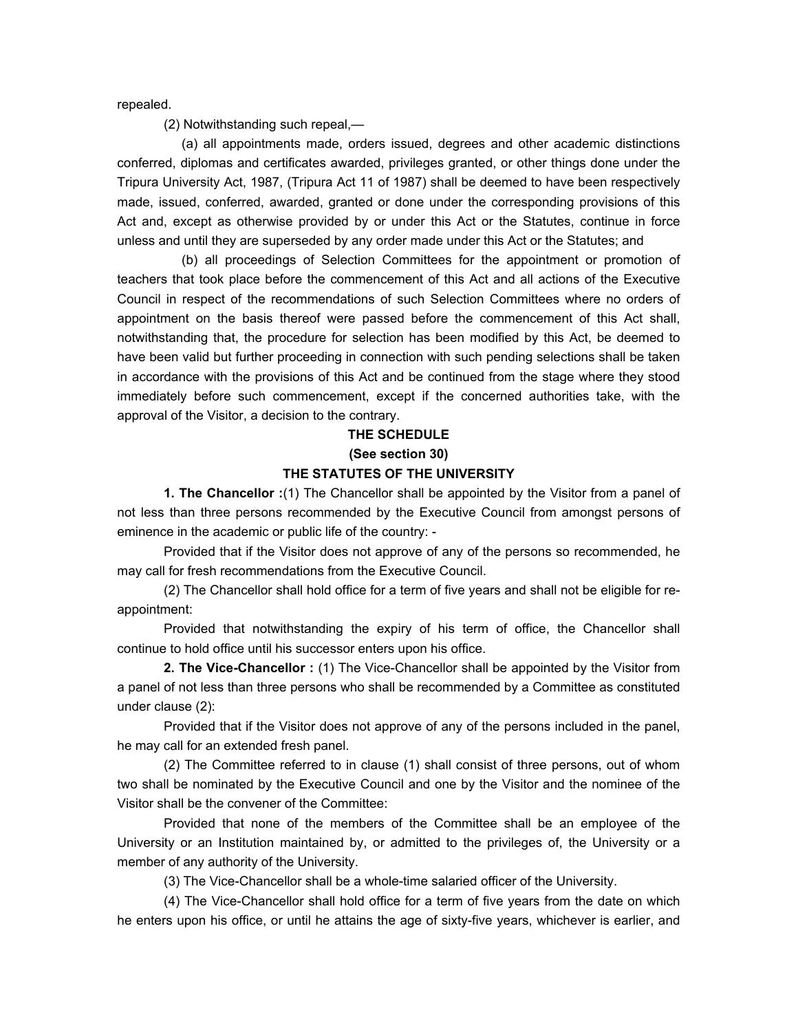repealed.

(2) Notwithstanding such repeal,—

(a) all appointments made, orders issued, degrees and other academic distinctions conferred, diplomas and certificates awarded, privileges granted, or other things done under the Tripura University Act, 1987, (Tripura Act 11 of 1987) shall be deemed to have been respectively made, issued, conferred, awarded, granted or done under the corresponding provisions of this Act and, except as otherwise provided by or under this Act or the Statutes, continue in force unless and until they are superseded by any order made under this Act or the Statutes; and

(b) all proceedings of Selection Committees for the appointment or promotion of teachers that took place before the commencement of this Act and all actions of the Executive Council in respect of the recommendations of such Selection Committees where no orders of appointment on the basis thereof were passed before the commencement of this Act shall, notwithstanding that, the procedure for selection has been modified by this Act, be deemed to have been valid but further proceeding in connection with such pending selections shall be taken in accordance with the provisions of this Act and be continued from the stage where they stood immediately before such commencement, except if the concerned authorities take, with the approval of the Visitor, a decision to the contrary.

**THE SCHEDULE**

**(See section 30)**

**THE STATUTES OF THE UNIVERSITY**

**1. The Chancellor :**(1) The Chancellor shall be appointed by the Visitor from a panel of not less than three persons recommended by the Executive Council from amongst persons of eminence in the academic or public life of the country: -

Provided that if the Visitor does not approve of any of the persons so recommended, he may call for fresh recommendations from the Executive Council.

(2) The Chancellor shall hold office for a term of five years and shall not be eligible for re-appointment:

Provided that notwithstanding the expiry of his term of office, the Chancellor shall continue to hold office until his successor enters upon his office.

**2. The Vice-Chancellor :** (1) The Vice-Chancellor shall be appointed by the Visitor from a panel of not less than three persons who shall be recommended by a Committee as constituted under clause (2):

Provided that if the Visitor does not approve of any of the persons included in the panel, he may call for an extended fresh panel.

(2) The Committee referred to in clause (1) shall consist of three persons, out of whom two shall be nominated by the Executive Council and one by the Visitor and the nominee of the Visitor shall be the convener of the Committee:

Provided that none of the members of the Committee shall be an employee of the University or an Institution maintained by, or admitted to the privileges of, the University or a member of any authority of the University.

(3) The Vice-Chancellor shall be a whole-time salaried officer of the University.

(4) The Vice-Chancellor shall hold office for a term of five years from the date on which he enters upon his office, or until he attains the age of sixty-five years, whichever is earlier, and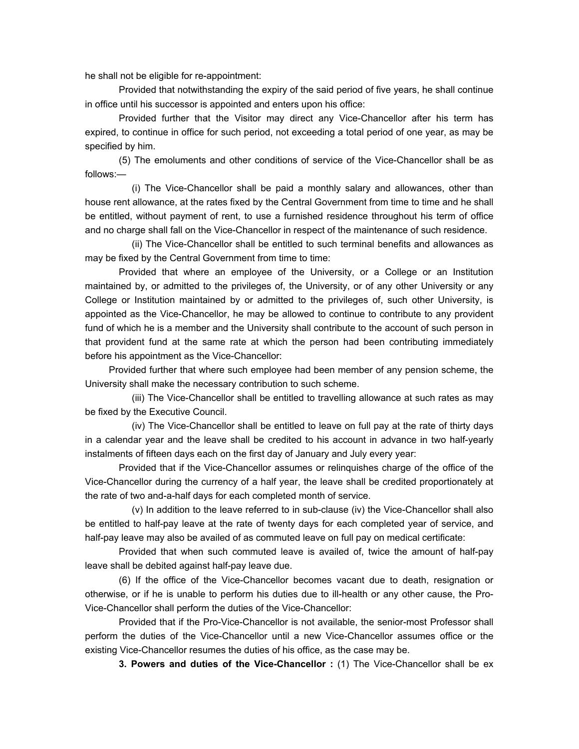he shall not be eligible for re-appointment:

Provided that notwithstanding the expiry of the said period of five years, he shall continue in office until his successor is appointed and enters upon his office:

Provided further that the Visitor may direct any Vice-Chancellor after his term has expired, to continue in office for such period, not exceeding a total period of one year, as may be specified by him.

(5) The emoluments and other conditions of service of the Vice-Chancellor shall be as follows:—

(i) The Vice-Chancellor shall be paid a monthly salary and allowances, other than house rent allowance, at the rates fixed by the Central Government from time to time and he shall be entitled, without payment of rent, to use a furnished residence throughout his term of office and no charge shall fall on the Vice-Chancellor in respect of the maintenance of such residence.

(ii) The Vice-Chancellor shall be entitled to such terminal benefits and allowances as may be fixed by the Central Government from time to time:

Provided that where an employee of the University, or a College or an Institution maintained by, or admitted to the privileges of, the University, or of any other University or any College or Institution maintained by or admitted to the privileges of, such other University, is appointed as the Vice-Chancellor, he may be allowed to continue to contribute to any provident fund of which he is a member and the University shall contribute to the account of such person in that provident fund at the same rate at which the person had been contributing immediately before his appointment as the Vice-Chancellor:

Provided further that where such employee had been member of any pension scheme, the University shall make the necessary contribution to such scheme.

(iii) The Vice-Chancellor shall be entitled to travelling allowance at such rates as may be fixed by the Executive Council.

(iv) The Vice-Chancellor shall be entitled to leave on full pay at the rate of thirty days in a calendar year and the leave shall be credited to his account in advance in two half-yearly instalments of fifteen days each on the first day of January and July every year:

Provided that if the Vice-Chancellor assumes or relinquishes charge of the office of the Vice-Chancellor during the currency of a half year, the leave shall be credited proportionately at the rate of two and-a-half days for each completed month of service.

(v) In addition to the leave referred to in sub-clause (iv) the Vice-Chancellor shall also be entitled to half-pay leave at the rate of twenty days for each completed year of service, and half-pay leave may also be availed of as commuted leave on full pay on medical certificate:

Provided that when such commuted leave is availed of, twice the amount of half-pay leave shall be debited against half-pay leave due.

(6) If the office of the Vice-Chancellor becomes vacant due to death, resignation or otherwise, or if he is unable to perform his duties due to ill-health or any other cause, the Pro-Vice-Chancellor shall perform the duties of the Vice-Chancellor:

Provided that if the Pro-Vice-Chancellor is not available, the senior-most Professor shall perform the duties of the Vice-Chancellor until a new Vice-Chancellor assumes office or the existing Vice-Chancellor resumes the duties of his office, as the case may be.

**3. Powers and duties of the Vice-Chancellor :** (1) The Vice-Chancellor shall be ex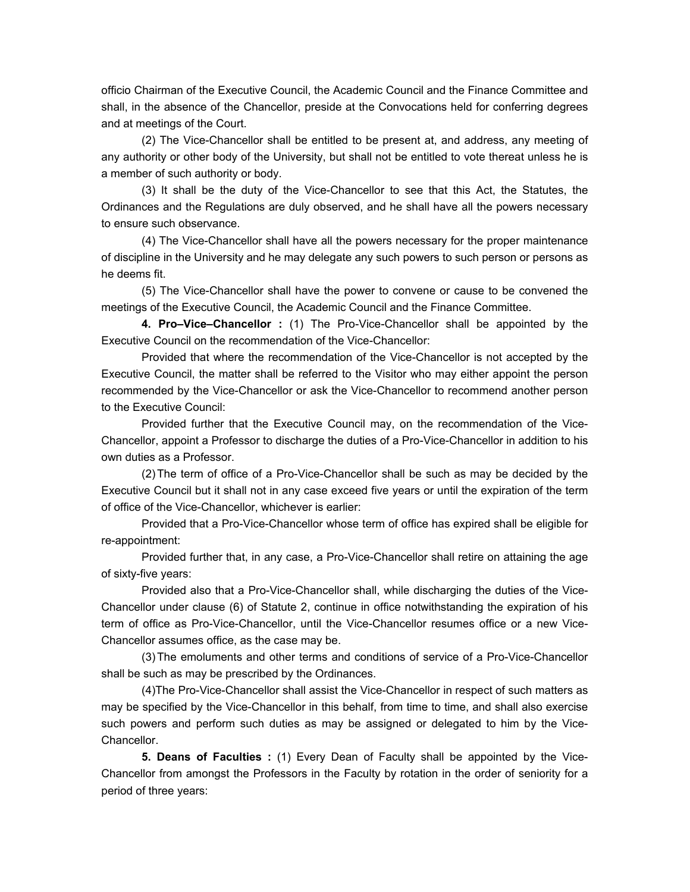officio Chairman of the Executive Council, the Academic Council and the Finance Committee and shall, in the absence of the Chancellor, preside at the Convocations held for conferring degrees and at meetings of the Court.

(2) The Vice-Chancellor shall be entitled to be present at, and address, any meeting of any authority or other body of the University, but shall not be entitled to vote thereat unless he is a member of such authority or body.

(3) It shall be the duty of the Vice-Chancellor to see that this Act, the Statutes, the Ordinances and the Regulations are duly observed, and he shall have all the powers necessary to ensure such observance.

(4) The Vice-Chancellor shall have all the powers necessary for the proper maintenance of discipline in the University and he may delegate any such powers to such person or persons as he deems fit.

(5) The Vice-Chancellor shall have the power to convene or cause to be convened the meetings of the Executive Council, the Academic Council and the Finance Committee.

**4. Pro–Vice–Chancellor :** (1) The Pro-Vice-Chancellor shall be appointed by the Executive Council on the recommendation of the Vice-Chancellor:

Provided that where the recommendation of the Vice-Chancellor is not accepted by the Executive Council, the matter shall be referred to the Visitor who may either appoint the person recommended by the Vice-Chancellor or ask the Vice-Chancellor to recommend another person to the Executive Council:

Provided further that the Executive Council may, on the recommendation of the Vice-Chancellor, appoint a Professor to discharge the duties of a Pro-Vice-Chancellor in addition to his own duties as a Professor.

(2) The term of office of a Pro-Vice-Chancellor shall be such as may be decided by the Executive Council but it shall not in any case exceed five years or until the expiration of the term of office of the Vice-Chancellor, whichever is earlier:

Provided that a Pro-Vice-Chancellor whose term of office has expired shall be eligible for re-appointment:

Provided further that, in any case, a Pro-Vice-Chancellor shall retire on attaining the age of sixty-five years:

Provided also that a Pro-Vice-Chancellor shall, while discharging the duties of the Vice-Chancellor under clause (6) of Statute 2, continue in office notwithstanding the expiration of his term of office as Pro-Vice-Chancellor, until the Vice-Chancellor resumes office or a new Vice-Chancellor assumes office, as the case may be.

(3) The emoluments and other terms and conditions of service of a Pro-Vice-Chancellor shall be such as may be prescribed by the Ordinances.

(4) The Pro-Vice-Chancellor shall assist the Vice-Chancellor in respect of such matters as may be specified by the Vice-Chancellor in this behalf, from time to time, and shall also exercise such powers and perform such duties as may be assigned or delegated to him by the Vice-Chancellor.

**5. Deans of Faculties :** (1) Every Dean of Faculty shall be appointed by the Vice-Chancellor from amongst the Professors in the Faculty by rotation in the order of seniority for a period of three years: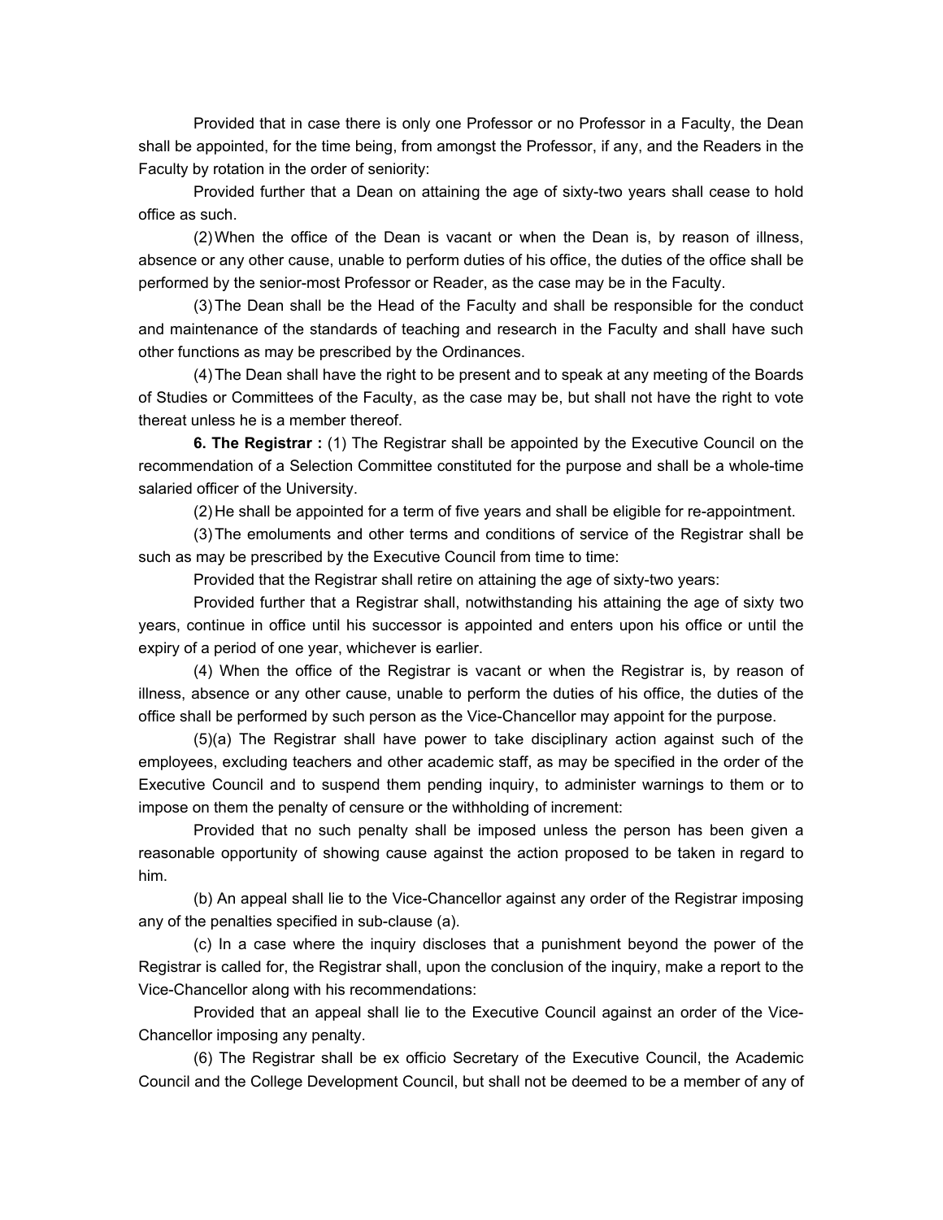Provided that in case there is only one Professor or no Professor in a Faculty, the Dean shall be appointed, for the time being, from amongst the Professor, if any, and the Readers in the Faculty by rotation in the order of seniority:

Provided further that a Dean on attaining the age of sixty-two years shall cease to hold office as such.

(2) When the office of the Dean is vacant or when the Dean is, by reason of illness, absence or any other cause, unable to perform duties of his office, the duties of the office shall be performed by the senior-most Professor or Reader, as the case may be in the Faculty.

(3) The Dean shall be the Head of the Faculty and shall be responsible for the conduct and maintenance of the standards of teaching and research in the Faculty and shall have such other functions as may be prescribed by the Ordinances.

(4) The Dean shall have the right to be present and to speak at any meeting of the Boards of Studies or Committees of the Faculty, as the case may be, but shall not have the right to vote thereat unless he is a member thereof.

**6. The Registrar :** (1) The Registrar shall be appointed by the Executive Council on the recommendation of a Selection Committee constituted for the purpose and shall be a whole-time salaried officer of the University.

(2) He shall be appointed for a term of five years and shall be eligible for re-appointment.

(3) The emoluments and other terms and conditions of service of the Registrar shall be such as may be prescribed by the Executive Council from time to time:

Provided that the Registrar shall retire on attaining the age of sixty-two years:

Provided further that a Registrar shall, notwithstanding his attaining the age of sixty two years, continue in office until his successor is appointed and enters upon his office or until the expiry of a period of one year, whichever is earlier.

(4) When the office of the Registrar is vacant or when the Registrar is, by reason of illness, absence or any other cause, unable to perform the duties of his office, the duties of the office shall be performed by such person as the Vice-Chancellor may appoint for the purpose.

(5)(a) The Registrar shall have power to take disciplinary action against such of the employees, excluding teachers and other academic staff, as may be specified in the order of the Executive Council and to suspend them pending inquiry, to administer warnings to them or to impose on them the penalty of censure or the withholding of increment:

Provided that no such penalty shall be imposed unless the person has been given a reasonable opportunity of showing cause against the action proposed to be taken in regard to him.

(b) An appeal shall lie to the Vice-Chancellor against any order of the Registrar imposing any of the penalties specified in sub-clause (a).

(c) In a case where the inquiry discloses that a punishment beyond the power of the Registrar is called for, the Registrar shall, upon the conclusion of the inquiry, make a report to the Vice-Chancellor along with his recommendations:

Provided that an appeal shall lie to the Executive Council against an order of the Vice-Chancellor imposing any penalty.

(6) The Registrar shall be ex officio Secretary of the Executive Council, the Academic Council and the College Development Council, but shall not be deemed to be a member of any of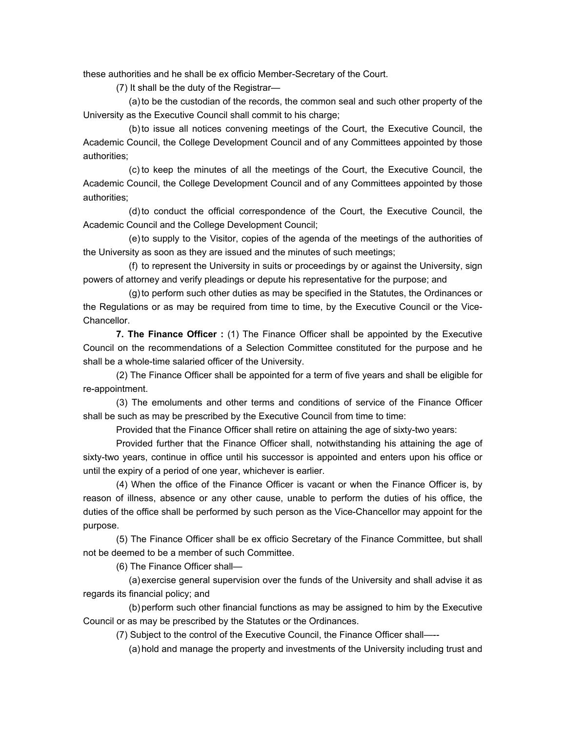these authorities and he shall be ex officio Member-Secretary of the Court.

(7) It shall be the duty of the Registrar—

(a) to be the custodian of the records, the common seal and such other property of the University as the Executive Council shall commit to his charge;

(b) to issue all notices convening meetings of the Court, the Executive Council, the Academic Council, the College Development Council and of any Committees appointed by those authorities;

(c) to keep the minutes of all the meetings of the Court, the Executive Council, the Academic Council, the College Development Council and of any Committees appointed by those authorities;

(d) to conduct the official correspondence of the Court, the Executive Council, the Academic Council and the College Development Council;

(e) to supply to the Visitor, copies of the agenda of the meetings of the authorities of the University as soon as they are issued and the minutes of such meetings;

(f) to represent the University in suits or proceedings by or against the University, sign powers of attorney and verify pleadings or depute his representative for the purpose; and

(g) to perform such other duties as may be specified in the Statutes, the Ordinances or the Regulations or as may be required from time to time, by the Executive Council or the Vice-Chancellor.

**7. The Finance Officer :** (1) The Finance Officer shall be appointed by the Executive Council on the recommendations of a Selection Committee constituted for the purpose and he shall be a whole-time salaried officer of the University.

(2) The Finance Officer shall be appointed for a term of five years and shall be eligible for re-appointment.

(3) The emoluments and other terms and conditions of service of the Finance Officer shall be such as may be prescribed by the Executive Council from time to time:

Provided that the Finance Officer shall retire on attaining the age of sixty-two years:

Provided further that the Finance Officer shall, notwithstanding his attaining the age of sixty-two years, continue in office until his successor is appointed and enters upon his office or until the expiry of a period of one year, whichever is earlier.

(4) When the office of the Finance Officer is vacant or when the Finance Officer is, by reason of illness, absence or any other cause, unable to perform the duties of his office, the duties of the office shall be performed by such person as the Vice-Chancellor may appoint for the purpose.

(5) The Finance Officer shall be ex officio Secretary of the Finance Committee, but shall not be deemed to be a member of such Committee.

(6) The Finance Officer shall—

(a) exercise general supervision over the funds of the University and shall advise it as regards its financial policy; and

(b) perform such other financial functions as may be assigned to him by the Executive Council or as may be prescribed by the Statutes or the Ordinances.

(7) Subject to the control of the Executive Council, the Finance Officer shall—--

(a) hold and manage the property and investments of the University including trust and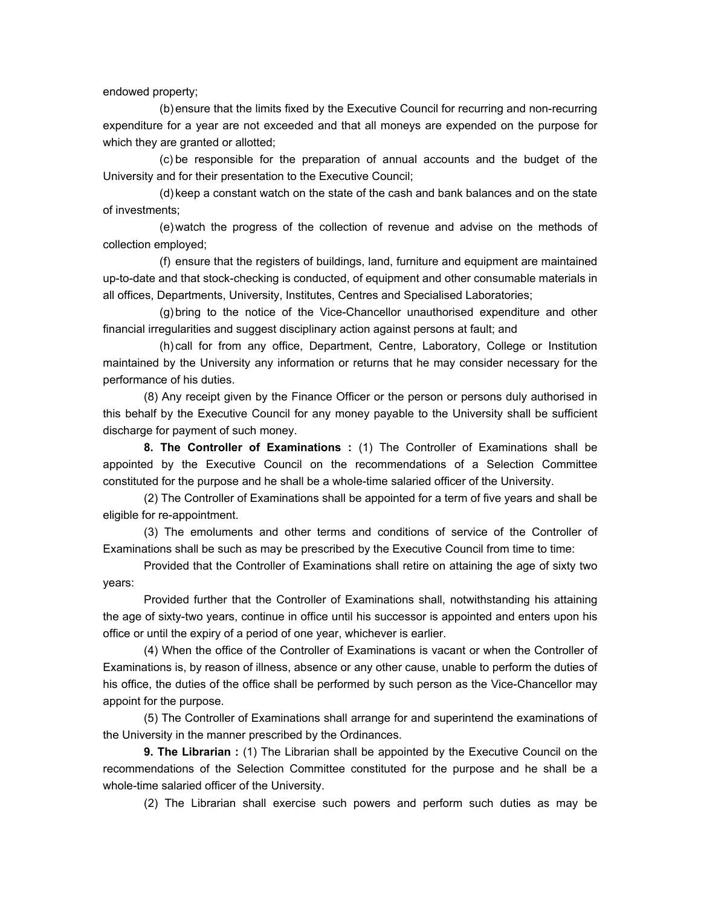endowed property;

(b) ensure that the limits fixed by the Executive Council for recurring and non-recurring expenditure for a year are not exceeded and that all moneys are expended on the purpose for which they are granted or allotted;

(c) be responsible for the preparation of annual accounts and the budget of the University and for their presentation to the Executive Council;

(d) keep a constant watch on the state of the cash and bank balances and on the state of investments;

(e) watch the progress of the collection of revenue and advise on the methods of collection employed;

(f) ensure that the registers of buildings, land, furniture and equipment are maintained up-to-date and that stock-checking is conducted, of equipment and other consumable materials in all offices, Departments, University, Institutes, Centres and Specialised Laboratories;

(g) bring to the notice of the Vice-Chancellor unauthorised expenditure and other financial irregularities and suggest disciplinary action against persons at fault; and

(h) call for from any office, Department, Centre, Laboratory, College or Institution maintained by the University any information or returns that he may consider necessary for the performance of his duties.

(8) Any receipt given by the Finance Officer or the person or persons duly authorised in this behalf by the Executive Council for any money payable to the University shall be sufficient discharge for payment of such money.

**8. The Controller of Examinations :** (1) The Controller of Examinations shall be appointed by the Executive Council on the recommendations of a Selection Committee constituted for the purpose and he shall be a whole-time salaried officer of the University.

(2) The Controller of Examinations shall be appointed for a term of five years and shall be eligible for re-appointment.

(3) The emoluments and other terms and conditions of service of the Controller of Examinations shall be such as may be prescribed by the Executive Council from time to time:

Provided that the Controller of Examinations shall retire on attaining the age of sixty two years:

Provided further that the Controller of Examinations shall, notwithstanding his attaining the age of sixty-two years, continue in office until his successor is appointed and enters upon his office or until the expiry of a period of one year, whichever is earlier.

(4) When the office of the Controller of Examinations is vacant or when the Controller of Examinations is, by reason of illness, absence or any other cause, unable to perform the duties of his office, the duties of the office shall be performed by such person as the Vice-Chancellor may appoint for the purpose.

(5) The Controller of Examinations shall arrange for and superintend the examinations of the University in the manner prescribed by the Ordinances.

**9. The Librarian :** (1) The Librarian shall be appointed by the Executive Council on the recommendations of the Selection Committee constituted for the purpose and he shall be a whole-time salaried officer of the University.

(2) The Librarian shall exercise such powers and perform such duties as may be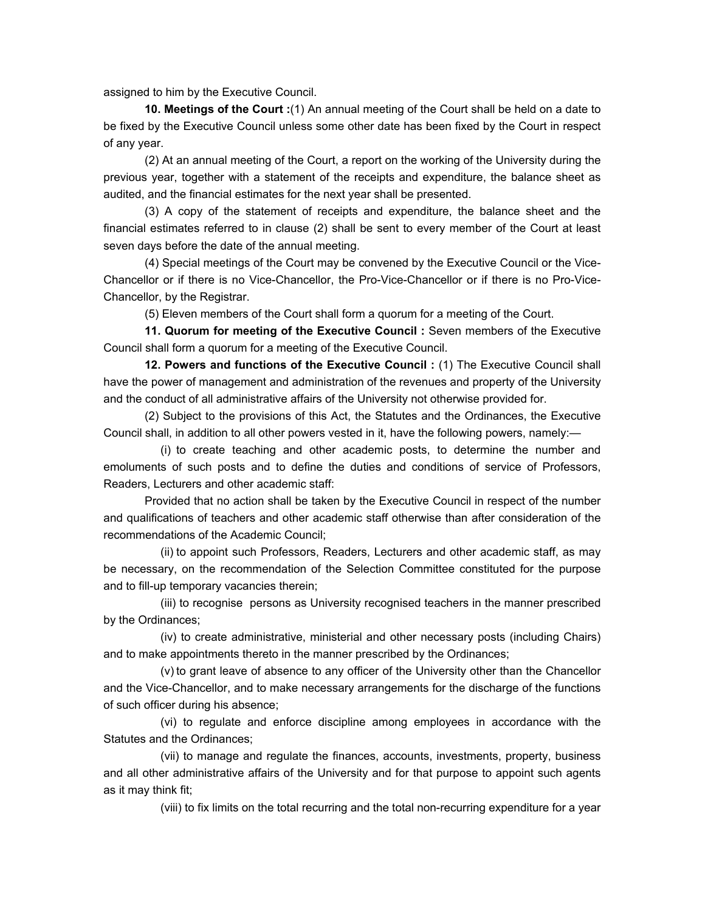assigned to him by the Executive Council.

**10. Meetings of the Court :**(1) An annual meeting of the Court shall be held on a date to be fixed by the Executive Council unless some other date has been fixed by the Court in respect of any year.

(2) At an annual meeting of the Court, a report on the working of the University during the previous year, together with a statement of the receipts and expenditure, the balance sheet as audited, and the financial estimates for the next year shall be presented.

(3) A copy of the statement of receipts and expenditure, the balance sheet and the financial estimates referred to in clause (2) shall be sent to every member of the Court at least seven days before the date of the annual meeting.

(4) Special meetings of the Court may be convened by the Executive Council or the Vice-Chancellor or if there is no Vice-Chancellor, the Pro-Vice-Chancellor or if there is no Pro-Vice-Chancellor, by the Registrar.

(5) Eleven members of the Court shall form a quorum for a meeting of the Court.

**11. Quorum for meeting of the Executive Council :** Seven members of the Executive Council shall form a quorum for a meeting of the Executive Council.

**12. Powers and functions of the Executive Council :** (1) The Executive Council shall have the power of management and administration of the revenues and property of the University and the conduct of all administrative affairs of the University not otherwise provided for.

(2) Subject to the provisions of this Act, the Statutes and the Ordinances, the Executive Council shall, in addition to all other powers vested in it, have the following powers, namely:—

(i) to create teaching and other academic posts, to determine the number and emoluments of such posts and to define the duties and conditions of service of Professors, Readers, Lecturers and other academic staff:

Provided that no action shall be taken by the Executive Council in respect of the number and qualifications of teachers and other academic staff otherwise than after consideration of the recommendations of the Academic Council;

(ii) to appoint such Professors, Readers, Lecturers and other academic staff, as may be necessary, on the recommendation of the Selection Committee constituted for the purpose and to fill-up temporary vacancies therein;

(iii) to recognise persons as University recognised teachers in the manner prescribed by the Ordinances;

(iv) to create administrative, ministerial and other necessary posts (including Chairs) and to make appointments thereto in the manner prescribed by the Ordinances;

(v) to grant leave of absence to any officer of the University other than the Chancellor and the Vice-Chancellor, and to make necessary arrangements for the discharge of the functions of such officer during his absence;

(vi) to regulate and enforce discipline among employees in accordance with the Statutes and the Ordinances;

(vii) to manage and regulate the finances, accounts, investments, property, business and all other administrative affairs of the University and for that purpose to appoint such agents as it may think fit;

(viii) to fix limits on the total recurring and the total non-recurring expenditure for a year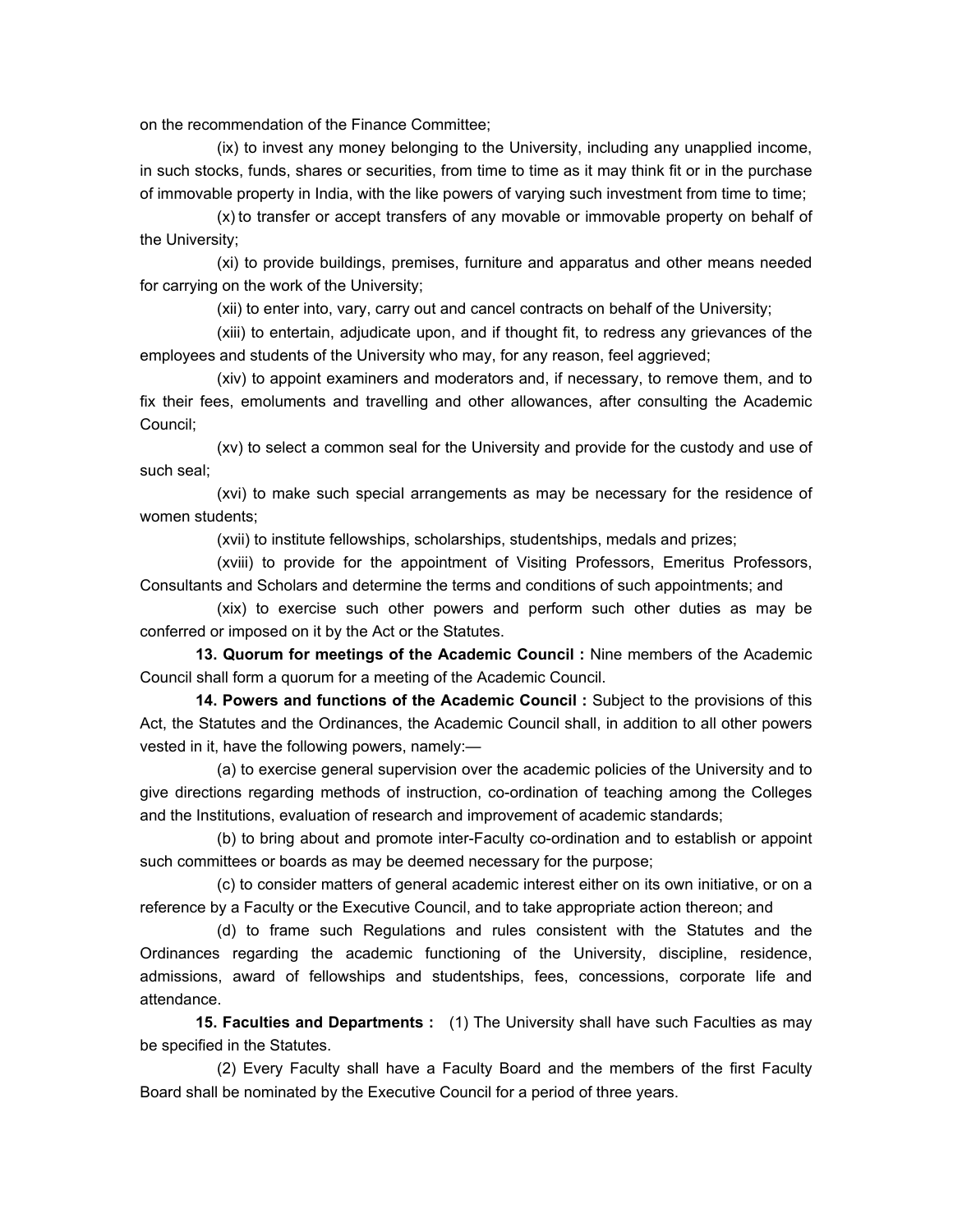on the recommendation of the Finance Committee;

(ix) to invest any money belonging to the University, including any unapplied income, in such stocks, funds, shares or securities, from time to time as it may think fit or in the purchase of immovable property in India, with the like powers of varying such investment from time to time;

(x) to transfer or accept transfers of any movable or immovable property on behalf of the University;

(xi) to provide buildings, premises, furniture and apparatus and other means needed for carrying on the work of the University;

(xii) to enter into, vary, carry out and cancel contracts on behalf of the University;

(xiii) to entertain, adjudicate upon, and if thought fit, to redress any grievances of the employees and students of the University who may, for any reason, feel aggrieved;

(xiv) to appoint examiners and moderators and, if necessary, to remove them, and to fix their fees, emoluments and travelling and other allowances, after consulting the Academic Council;

(xv) to select a common seal for the University and provide for the custody and use of such seal;

(xvi) to make such special arrangements as may be necessary for the residence of women students;

(xvii) to institute fellowships, scholarships, studentships, medals and prizes;

(xviii) to provide for the appointment of Visiting Professors, Emeritus Professors, Consultants and Scholars and determine the terms and conditions of such appointments; and

(xix) to exercise such other powers and perform such other duties as may be conferred or imposed on it by the Act or the Statutes.

**13. Quorum for meetings of the Academic Council :** Nine members of the Academic Council shall form a quorum for a meeting of the Academic Council.

**14. Powers and functions of the Academic Council :** Subject to the provisions of this Act, the Statutes and the Ordinances, the Academic Council shall, in addition to all other powers vested in it, have the following powers, namely:—

(a) to exercise general supervision over the academic policies of the University and to give directions regarding methods of instruction, co-ordination of teaching among the Colleges and the Institutions, evaluation of research and improvement of academic standards;

(b) to bring about and promote inter-Faculty co-ordination and to establish or appoint such committees or boards as may be deemed necessary for the purpose;

(c) to consider matters of general academic interest either on its own initiative, or on a reference by a Faculty or the Executive Council, and to take appropriate action thereon; and

(d) to frame such Regulations and rules consistent with the Statutes and the Ordinances regarding the academic functioning of the University, discipline, residence, admissions, award of fellowships and studentships, fees, concessions, corporate life and attendance.

**15. Faculties and Departments :** (1) The University shall have such Faculties as may be specified in the Statutes.

(2) Every Faculty shall have a Faculty Board and the members of the first Faculty Board shall be nominated by the Executive Council for a period of three years.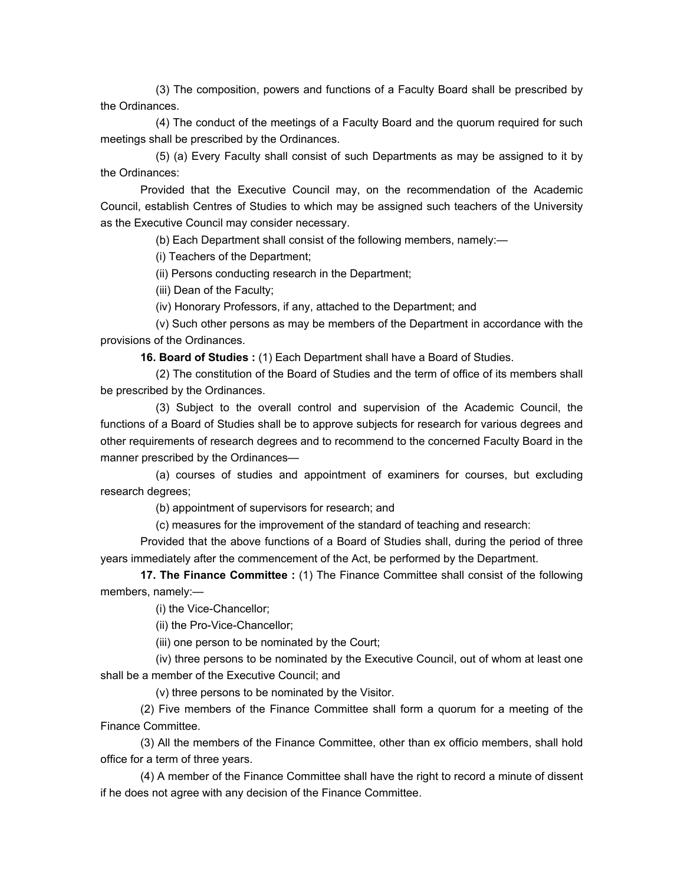(3) The composition, powers and functions of a Faculty Board shall be prescribed by the Ordinances.

(4) The conduct of the meetings of a Faculty Board and the quorum required for such meetings shall be prescribed by the Ordinances.

(5) (a) Every Faculty shall consist of such Departments as may be assigned to it by the Ordinances:

Provided that the Executive Council may, on the recommendation of the Academic Council, establish Centres of Studies to which may be assigned such teachers of the University as the Executive Council may consider necessary.

(b) Each Department shall consist of the following members, namely:—

(i) Teachers of the Department;

(ii) Persons conducting research in the Department;

(iii) Dean of the Faculty;

(iv) Honorary Professors, if any, attached to the Department; and

(v) Such other persons as may be members of the Department in accordance with the provisions of the Ordinances.

**16. Board of Studies :** (1) Each Department shall have a Board of Studies.

(2) The constitution of the Board of Studies and the term of office of its members shall be prescribed by the Ordinances.

(3) Subject to the overall control and supervision of the Academic Council, the functions of a Board of Studies shall be to approve subjects for research for various degrees and other requirements of research degrees and to recommend to the concerned Faculty Board in the manner prescribed by the Ordinances—

(a) courses of studies and appointment of examiners for courses, but excluding research degrees;

(b) appointment of supervisors for research; and

(c) measures for the improvement of the standard of teaching and research:

Provided that the above functions of a Board of Studies shall, during the period of three years immediately after the commencement of the Act, be performed by the Department.

**17. The Finance Committee :** (1) The Finance Committee shall consist of the following members, namely:—

(i) the Vice-Chancellor;

(ii) the Pro-Vice-Chancellor;

(iii) one person to be nominated by the Court;

(iv) three persons to be nominated by the Executive Council, out of whom at least one shall be a member of the Executive Council; and

(v) three persons to be nominated by the Visitor.

(2) Five members of the Finance Committee shall form a quorum for a meeting of the Finance Committee.

(3) All the members of the Finance Committee, other than ex officio members, shall hold office for a term of three years.

(4) A member of the Finance Committee shall have the right to record a minute of dissent if he does not agree with any decision of the Finance Committee.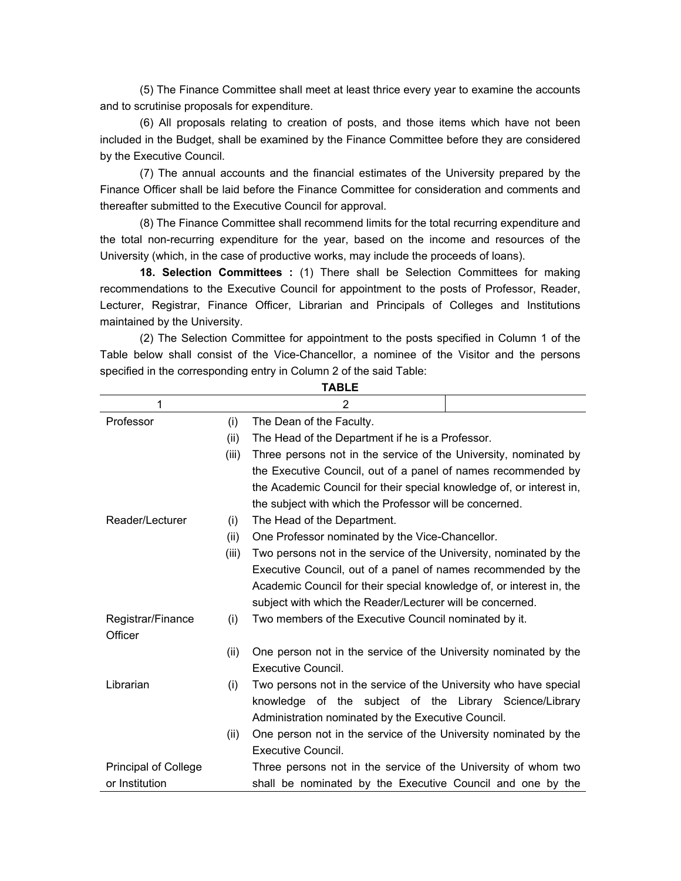(5) The Finance Committee shall meet at least thrice every year to examine the accounts and to scrutinise proposals for expenditure.

(6) All proposals relating to creation of posts, and those items which have not been included in the Budget, shall be examined by the Finance Committee before they are considered by the Executive Council.

(7) The annual accounts and the financial estimates of the University prepared by the Finance Officer shall be laid before the Finance Committee for consideration and comments and thereafter submitted to the Executive Council for approval.

(8) The Finance Committee shall recommend limits for the total recurring expenditure and the total non-recurring expenditure for the year, based on the income and resources of the University (which, in the case of productive works, may include the proceeds of loans).

**18. Selection Committees :** (1) There shall be Selection Committees for making recommendations to the Executive Council for appointment to the posts of Professor, Reader, Lecturer, Registrar, Finance Officer, Librarian and Principals of Colleges and Institutions maintained by the University.

(2) The Selection Committee for appointment to the posts specified in Column 1 of the Table below shall consist of the Vice-Chancellor, a nominee of the Visitor and the persons specified in the corresponding entry in Column 2 of the said Table:

**TABLE**

| 1 | | 2 |
|---|---|---|
| Professor | (i) | The Dean of the Faculty. |
| | (ii) | The Head of the Department if he is a Professor. |
| | (iii) | Three persons not in the service of the University, nominated by the Executive Council, out of a panel of names recommended by the Academic Council for their special knowledge of, or interest in, the subject with which the Professor will be concerned. |
| Reader/Lecturer | (i) | The Head of the Department. |
| | (ii) | One Professor nominated by the Vice-Chancellor. |
| | (iii) | Two persons not in the service of the University, nominated by the Executive Council, out of a panel of names recommended by the Academic Council for their special knowledge of, or interest in, the subject with which the Reader/Lecturer will be concerned. |
| Registrar/Finance Officer | (i) | Two members of the Executive Council nominated by it. |
| | (ii) | One person not in the service of the University nominated by the Executive Council. |
| Librarian | (i) | Two persons not in the service of the University who have special knowledge of the subject of the Library Science/Library Administration nominated by the Executive Council. |
| | (ii) | One person not in the service of the University nominated by the Executive Council. |
| Principal of College or Institution | | Three persons not in the service of the University of whom two shall be nominated by the Executive Council and one by the |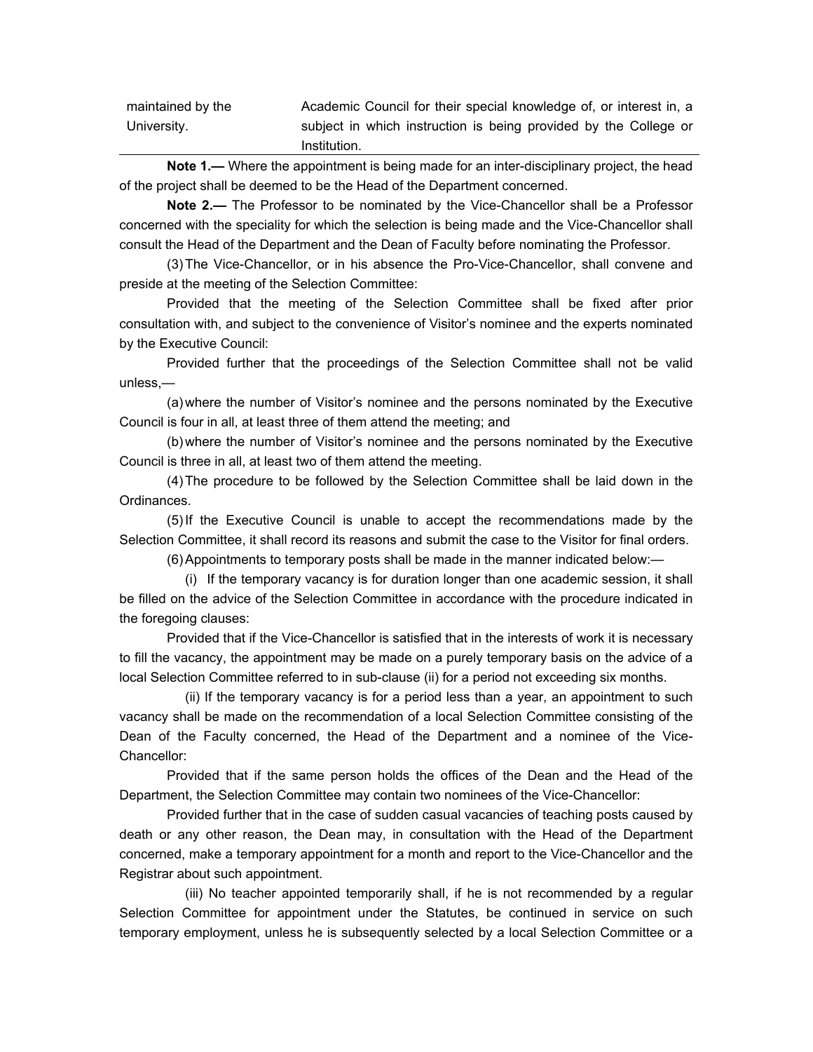| maintained by the University. | Academic Council for their special knowledge of, or interest in, a subject in which instruction is being provided by the College or Institution. |
|---|---|

**Note 1.—** Where the appointment is being made for an inter-disciplinary project, the head of the project shall be deemed to be the Head of the Department concerned.

**Note 2.—** The Professor to be nominated by the Vice-Chancellor shall be a Professor concerned with the speciality for which the selection is being made and the Vice-Chancellor shall consult the Head of the Department and the Dean of Faculty before nominating the Professor.

(3) The Vice-Chancellor, or in his absence the Pro-Vice-Chancellor, shall convene and preside at the meeting of the Selection Committee:

Provided that the meeting of the Selection Committee shall be fixed after prior consultation with, and subject to the convenience of Visitor's nominee and the experts nominated by the Executive Council:

Provided further that the proceedings of the Selection Committee shall not be valid unless,—

(a) where the number of Visitor's nominee and the persons nominated by the Executive Council is four in all, at least three of them attend the meeting; and

(b) where the number of Visitor's nominee and the persons nominated by the Executive Council is three in all, at least two of them attend the meeting.

(4) The procedure to be followed by the Selection Committee shall be laid down in the Ordinances.

(5) If the Executive Council is unable to accept the recommendations made by the Selection Committee, it shall record its reasons and submit the case to the Visitor for final orders.

(6) Appointments to temporary posts shall be made in the manner indicated below:—

(i) If the temporary vacancy is for duration longer than one academic session, it shall be filled on the advice of the Selection Committee in accordance with the procedure indicated in the foregoing clauses:

Provided that if the Vice-Chancellor is satisfied that in the interests of work it is necessary to fill the vacancy, the appointment may be made on a purely temporary basis on the advice of a local Selection Committee referred to in sub-clause (ii) for a period not exceeding six months.

(ii) If the temporary vacancy is for a period less than a year, an appointment to such vacancy shall be made on the recommendation of a local Selection Committee consisting of the Dean of the Faculty concerned, the Head of the Department and a nominee of the Vice-Chancellor:

Provided that if the same person holds the offices of the Dean and the Head of the Department, the Selection Committee may contain two nominees of the Vice-Chancellor:

Provided further that in the case of sudden casual vacancies of teaching posts caused by death or any other reason, the Dean may, in consultation with the Head of the Department concerned, make a temporary appointment for a month and report to the Vice-Chancellor and the Registrar about such appointment.

(iii) No teacher appointed temporarily shall, if he is not recommended by a regular Selection Committee for appointment under the Statutes, be continued in service on such temporary employment, unless he is subsequently selected by a local Selection Committee or a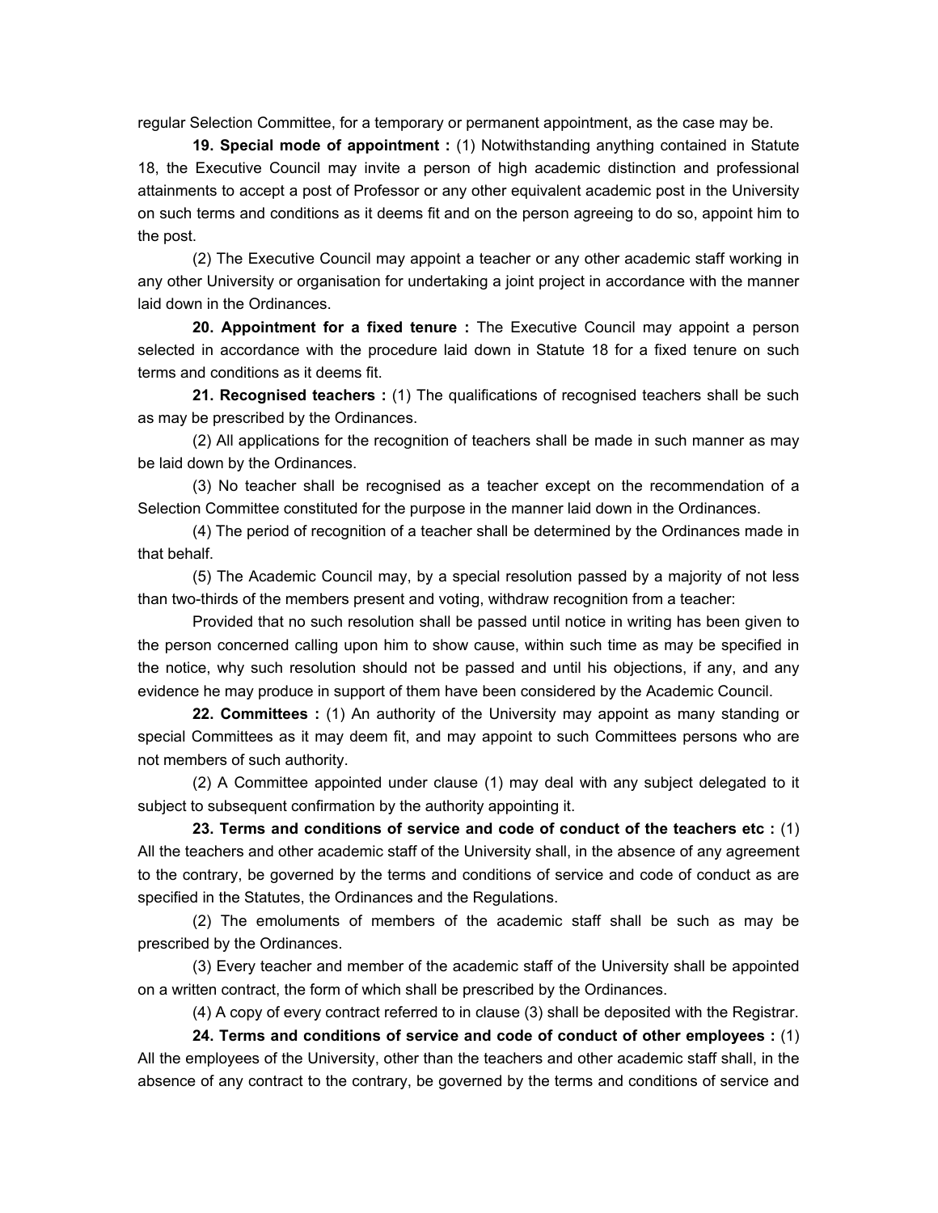regular Selection Committee, for a temporary or permanent appointment, as the case may be.

**19. Special mode of appointment :** (1) Notwithstanding anything contained in Statute 18, the Executive Council may invite a person of high academic distinction and professional attainments to accept a post of Professor or any other equivalent academic post in the University on such terms and conditions as it deems fit and on the person agreeing to do so, appoint him to the post.

(2) The Executive Council may appoint a teacher or any other academic staff working in any other University or organisation for undertaking a joint project in accordance with the manner laid down in the Ordinances.

**20. Appointment for a fixed tenure :** The Executive Council may appoint a person selected in accordance with the procedure laid down in Statute 18 for a fixed tenure on such terms and conditions as it deems fit.

**21. Recognised teachers :** (1) The qualifications of recognised teachers shall be such as may be prescribed by the Ordinances.

(2) All applications for the recognition of teachers shall be made in such manner as may be laid down by the Ordinances.

(3) No teacher shall be recognised as a teacher except on the recommendation of a Selection Committee constituted for the purpose in the manner laid down in the Ordinances.

(4) The period of recognition of a teacher shall be determined by the Ordinances made in that behalf.

(5) The Academic Council may, by a special resolution passed by a majority of not less than two-thirds of the members present and voting, withdraw recognition from a teacher:

Provided that no such resolution shall be passed until notice in writing has been given to the person concerned calling upon him to show cause, within such time as may be specified in the notice, why such resolution should not be passed and until his objections, if any, and any evidence he may produce in support of them have been considered by the Academic Council.

**22. Committees :** (1) An authority of the University may appoint as many standing or special Committees as it may deem fit, and may appoint to such Committees persons who are not members of such authority.

(2) A Committee appointed under clause (1) may deal with any subject delegated to it subject to subsequent confirmation by the authority appointing it.

**23. Terms and conditions of service and code of conduct of the teachers etc :** (1) All the teachers and other academic staff of the University shall, in the absence of any agreement to the contrary, be governed by the terms and conditions of service and code of conduct as are specified in the Statutes, the Ordinances and the Regulations.

(2) The emoluments of members of the academic staff shall be such as may be prescribed by the Ordinances.

(3) Every teacher and member of the academic staff of the University shall be appointed on a written contract, the form of which shall be prescribed by the Ordinances.

(4) A copy of every contract referred to in clause (3) shall be deposited with the Registrar.

**24. Terms and conditions of service and code of conduct of other employees :** (1) All the employees of the University, other than the teachers and other academic staff shall, in the absence of any contract to the contrary, be governed by the terms and conditions of service and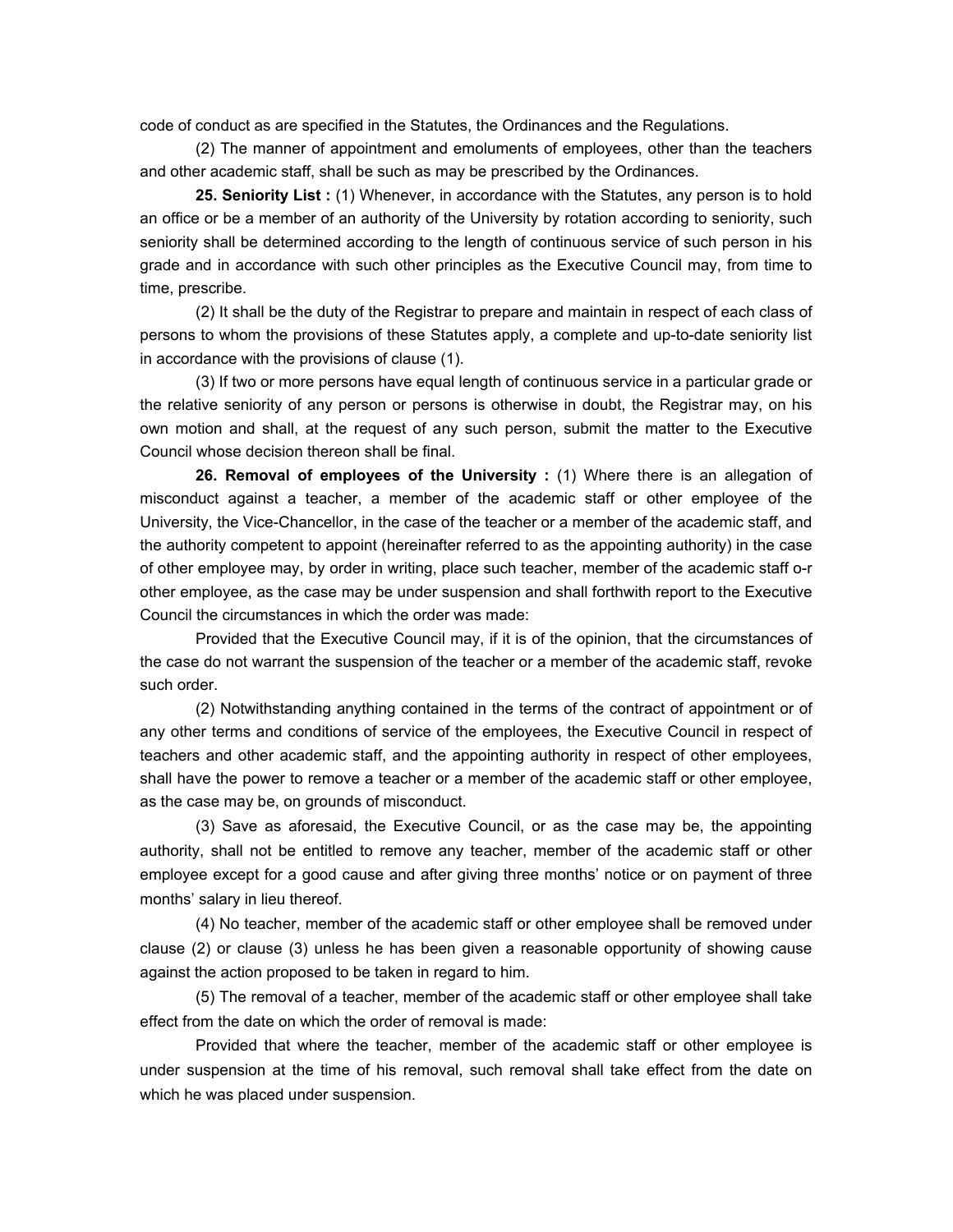code of conduct as are specified in the Statutes, the Ordinances and the Regulations.

(2) The manner of appointment and emoluments of employees, other than the teachers and other academic staff, shall be such as may be prescribed by the Ordinances.

**25. Seniority List :** (1) Whenever, in accordance with the Statutes, any person is to hold an office or be a member of an authority of the University by rotation according to seniority, such seniority shall be determined according to the length of continuous service of such person in his grade and in accordance with such other principles as the Executive Council may, from time to time, prescribe.

(2) It shall be the duty of the Registrar to prepare and maintain in respect of each class of persons to whom the provisions of these Statutes apply, a complete and up-to-date seniority list in accordance with the provisions of clause (1).

(3) If two or more persons have equal length of continuous service in a particular grade or the relative seniority of any person or persons is otherwise in doubt, the Registrar may, on his own motion and shall, at the request of any such person, submit the matter to the Executive Council whose decision thereon shall be final.

**26. Removal of employees of the University :** (1) Where there is an allegation of misconduct against a teacher, a member of the academic staff or other employee of the University, the Vice-Chancellor, in the case of the teacher or a member of the academic staff, and the authority competent to appoint (hereinafter referred to as the appointing authority) in the case of other employee may, by order in writing, place such teacher, member of the academic staff o-r other employee, as the case may be under suspension and shall forthwith report to the Executive Council the circumstances in which the order was made:

Provided that the Executive Council may, if it is of the opinion, that the circumstances of the case do not warrant the suspension of the teacher or a member of the academic staff, revoke such order.

(2) Notwithstanding anything contained in the terms of the contract of appointment or of any other terms and conditions of service of the employees, the Executive Council in respect of teachers and other academic staff, and the appointing authority in respect of other employees, shall have the power to remove a teacher or a member of the academic staff or other employee, as the case may be, on grounds of misconduct.

(3) Save as aforesaid, the Executive Council, or as the case may be, the appointing authority, shall not be entitled to remove any teacher, member of the academic staff or other employee except for a good cause and after giving three months' notice or on payment of three months' salary in lieu thereof.

(4) No teacher, member of the academic staff or other employee shall be removed under clause (2) or clause (3) unless he has been given a reasonable opportunity of showing cause against the action proposed to be taken in regard to him.

(5) The removal of a teacher, member of the academic staff or other employee shall take effect from the date on which the order of removal is made:

Provided that where the teacher, member of the academic staff or other employee is under suspension at the time of his removal, such removal shall take effect from the date on which he was placed under suspension.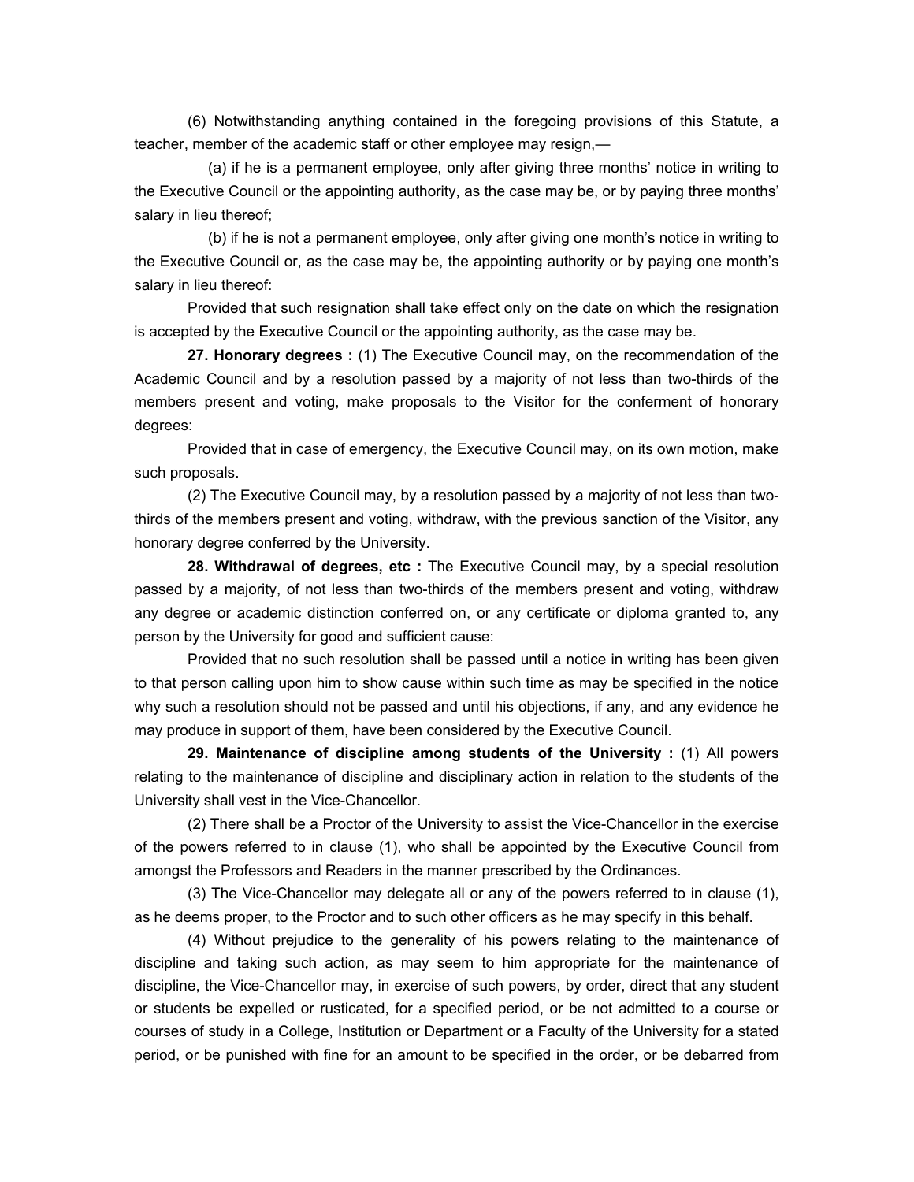(6) Notwithstanding anything contained in the foregoing provisions of this Statute, a teacher, member of the academic staff or other employee may resign,—

(a) if he is a permanent employee, only after giving three months' notice in writing to the Executive Council or the appointing authority, as the case may be, or by paying three months' salary in lieu thereof;

(b) if he is not a permanent employee, only after giving one month's notice in writing to the Executive Council or, as the case may be, the appointing authority or by paying one month's salary in lieu thereof:

Provided that such resignation shall take effect only on the date on which the resignation is accepted by the Executive Council or the appointing authority, as the case may be.

**27. Honorary degrees :** (1) The Executive Council may, on the recommendation of the Academic Council and by a resolution passed by a majority of not less than two-thirds of the members present and voting, make proposals to the Visitor for the conferment of honorary degrees:

Provided that in case of emergency, the Executive Council may, on its own motion, make such proposals.

(2) The Executive Council may, by a resolution passed by a majority of not less than two-thirds of the members present and voting, withdraw, with the previous sanction of the Visitor, any honorary degree conferred by the University.

**28. Withdrawal of degrees, etc :** The Executive Council may, by a special resolution passed by a majority, of not less than two-thirds of the members present and voting, withdraw any degree or academic distinction conferred on, or any certificate or diploma granted to, any person by the University for good and sufficient cause:

Provided that no such resolution shall be passed until a notice in writing has been given to that person calling upon him to show cause within such time as may be specified in the notice why such a resolution should not be passed and until his objections, if any, and any evidence he may produce in support of them, have been considered by the Executive Council.

**29. Maintenance of discipline among students of the University :** (1) All powers relating to the maintenance of discipline and disciplinary action in relation to the students of the University shall vest in the Vice-Chancellor.

(2) There shall be a Proctor of the University to assist the Vice-Chancellor in the exercise of the powers referred to in clause (1), who shall be appointed by the Executive Council from amongst the Professors and Readers in the manner prescribed by the Ordinances.

(3) The Vice-Chancellor may delegate all or any of the powers referred to in clause (1), as he deems proper, to the Proctor and to such other officers as he may specify in this behalf.

(4) Without prejudice to the generality of his powers relating to the maintenance of discipline and taking such action, as may seem to him appropriate for the maintenance of discipline, the Vice-Chancellor may, in exercise of such powers, by order, direct that any student or students be expelled or rusticated, for a specified period, or be not admitted to a course or courses of study in a College, Institution or Department or a Faculty of the University for a stated period, or be punished with fine for an amount to be specified in the order, or be debarred from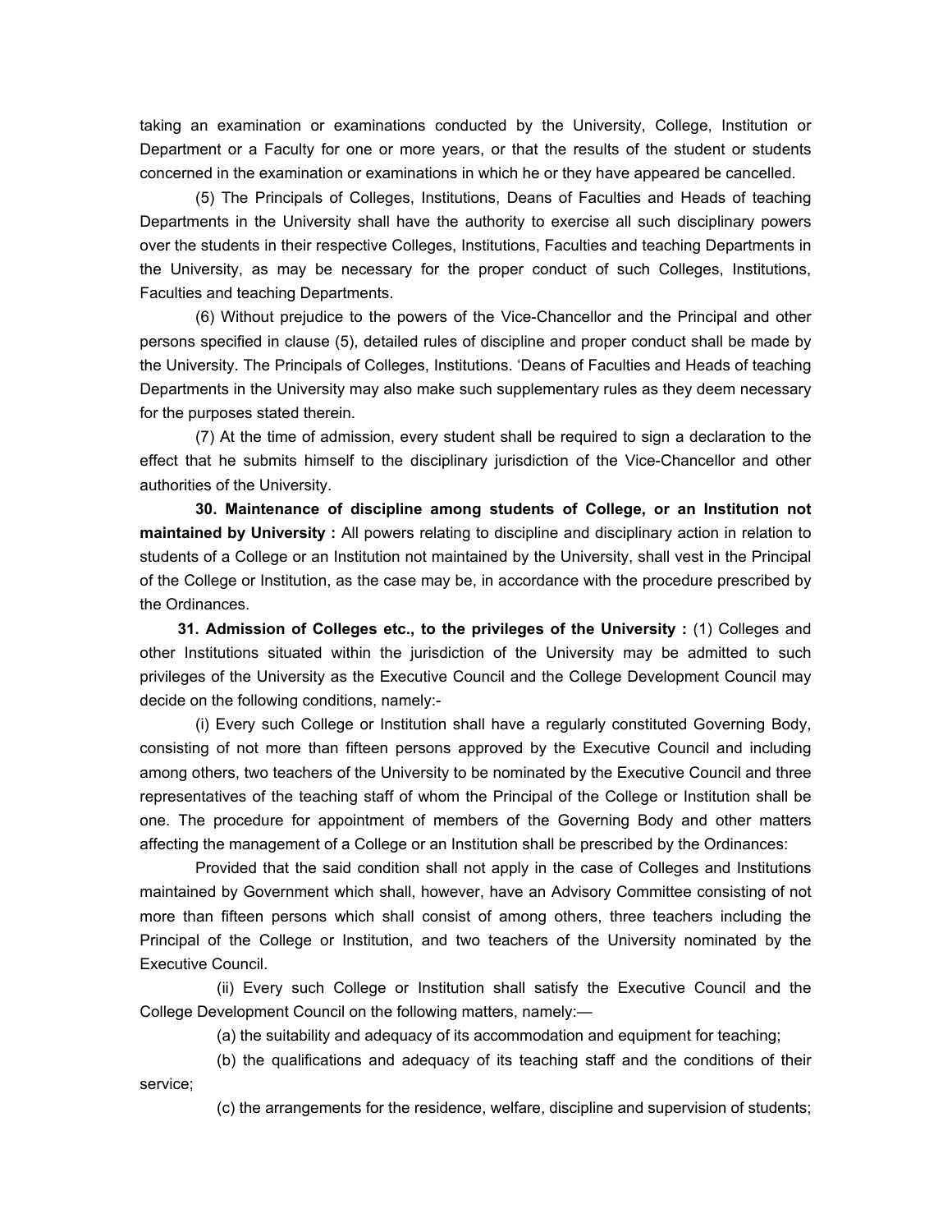taking an examination or examinations conducted by the University, College, Institution or Department or a Faculty for one or more years, or that the results of the student or students concerned in the examination or examinations in which he or they have appeared be cancelled.

(5) The Principals of Colleges, Institutions, Deans of Faculties and Heads of teaching Departments in the University shall have the authority to exercise all such disciplinary powers over the students in their respective Colleges, Institutions, Faculties and teaching Departments in the University, as may be necessary for the proper conduct of such Colleges, Institutions, Faculties and teaching Departments.

(6) Without prejudice to the powers of the Vice-Chancellor and the Principal and other persons specified in clause (5), detailed rules of discipline and proper conduct shall be made by the University. The Principals of Colleges, Institutions. 'Deans of Faculties and Heads of teaching Departments in the University may also make such supplementary rules as they deem necessary for the purposes stated therein.

(7) At the time of admission, every student shall be required to sign a declaration to the effect that he submits himself to the disciplinary jurisdiction of the Vice-Chancellor and other authorities of the University.

**30. Maintenance of discipline among students of College, or an Institution not maintained by University :** All powers relating to discipline and disciplinary action in relation to students of a College or an Institution not maintained by the University, shall vest in the Principal of the College or Institution, as the case may be, in accordance with the procedure prescribed by the Ordinances.

**31. Admission of Colleges etc., to the privileges of the University :** (1) Colleges and other Institutions situated within the jurisdiction of the University may be admitted to such privileges of the University as the Executive Council and the College Development Council may decide on the following conditions, namely:-

(i) Every such College or Institution shall have a regularly constituted Governing Body, consisting of not more than fifteen persons approved by the Executive Council and including among others, two teachers of the University to be nominated by the Executive Council and three representatives of the teaching staff of whom the Principal of the College or Institution shall be one. The procedure for appointment of members of the Governing Body and other matters affecting the management of a College or an Institution shall be prescribed by the Ordinances:

Provided that the said condition shall not apply in the case of Colleges and Institutions maintained by Government which shall, however, have an Advisory Committee consisting of not more than fifteen persons which shall consist of among others, three teachers including the Principal of the College or Institution, and two teachers of the University nominated by the Executive Council.

(ii) Every such College or Institution shall satisfy the Executive Council and the College Development Council on the following matters, namely:—

(a) the suitability and adequacy of its accommodation and equipment for teaching;

(b) the qualifications and adequacy of its teaching staff and the conditions of their service;

(c) the arrangements for the residence, welfare, discipline and supervision of students;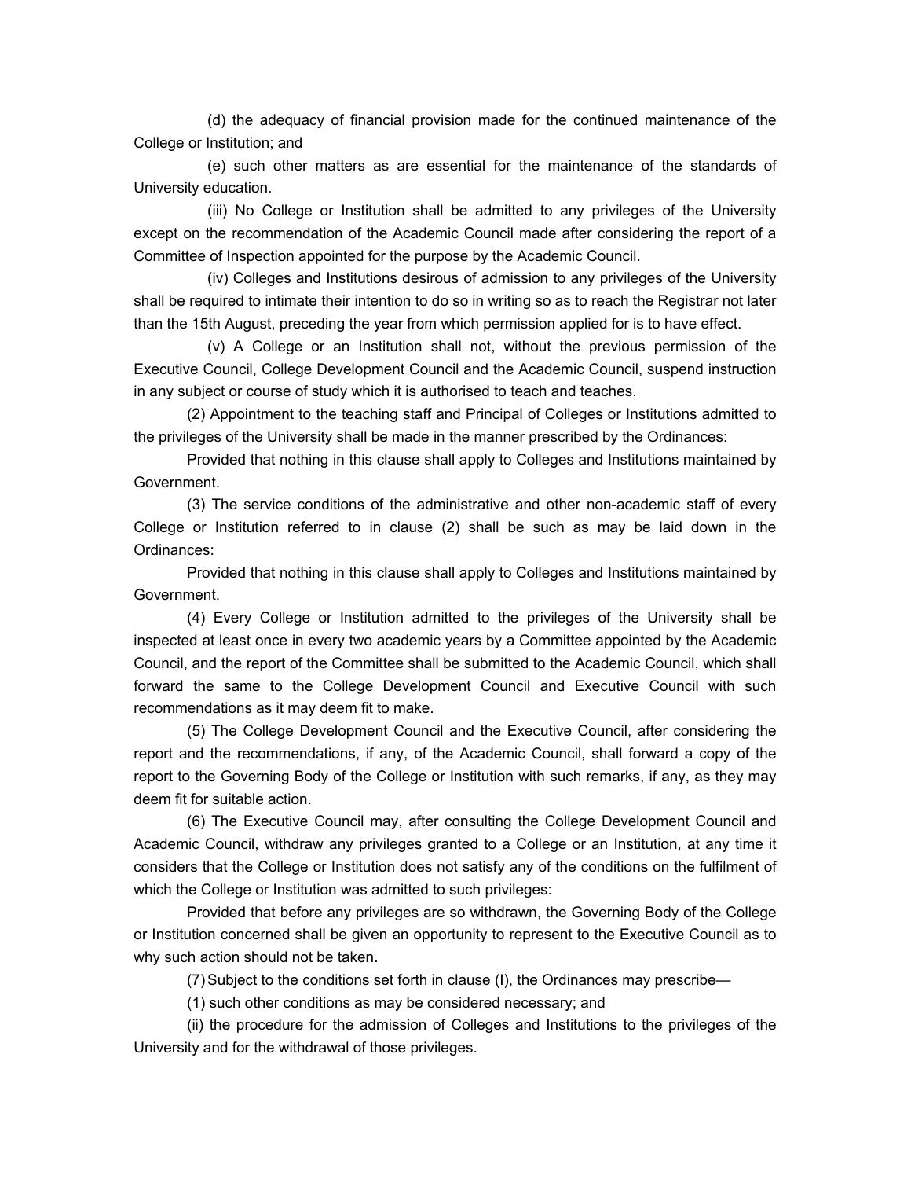(d) the adequacy of financial provision made for the continued maintenance of the College or Institution; and

(e) such other matters as are essential for the maintenance of the standards of University education.

(iii) No College or Institution shall be admitted to any privileges of the University except on the recommendation of the Academic Council made after considering the report of a Committee of Inspection appointed for the purpose by the Academic Council.

(iv) Colleges and Institutions desirous of admission to any privileges of the University shall be required to intimate their intention to do so in writing so as to reach the Registrar not later than the 15th August, preceding the year from which permission applied for is to have effect.

(v) A College or an Institution shall not, without the previous permission of the Executive Council, College Development Council and the Academic Council, suspend instruction in any subject or course of study which it is authorised to teach and teaches.

(2) Appointment to the teaching staff and Principal of Colleges or Institutions admitted to the privileges of the University shall be made in the manner prescribed by the Ordinances:

Provided that nothing in this clause shall apply to Colleges and Institutions maintained by Government.

(3) The service conditions of the administrative and other non-academic staff of every College or Institution referred to in clause (2) shall be such as may be laid down in the Ordinances:

Provided that nothing in this clause shall apply to Colleges and Institutions maintained by Government.

(4) Every College or Institution admitted to the privileges of the University shall be inspected at least once in every two academic years by a Committee appointed by the Academic Council, and the report of the Committee shall be submitted to the Academic Council, which shall forward the same to the College Development Council and Executive Council with such recommendations as it may deem fit to make.

(5) The College Development Council and the Executive Council, after considering the report and the recommendations, if any, of the Academic Council, shall forward a copy of the report to the Governing Body of the College or Institution with such remarks, if any, as they may deem fit for suitable action.

(6) The Executive Council may, after consulting the College Development Council and Academic Council, withdraw any privileges granted to a College or an Institution, at any time it considers that the College or Institution does not satisfy any of the conditions on the fulfilment of which the College or Institution was admitted to such privileges:

Provided that before any privileges are so withdrawn, the Governing Body of the College or Institution concerned shall be given an opportunity to represent to the Executive Council as to why such action should not be taken.

(7) Subject to the conditions set forth in clause (I), the Ordinances may prescribe—

(1) such other conditions as may be considered necessary; and

(ii) the procedure for the admission of Colleges and Institutions to the privileges of the University and for the withdrawal of those privileges.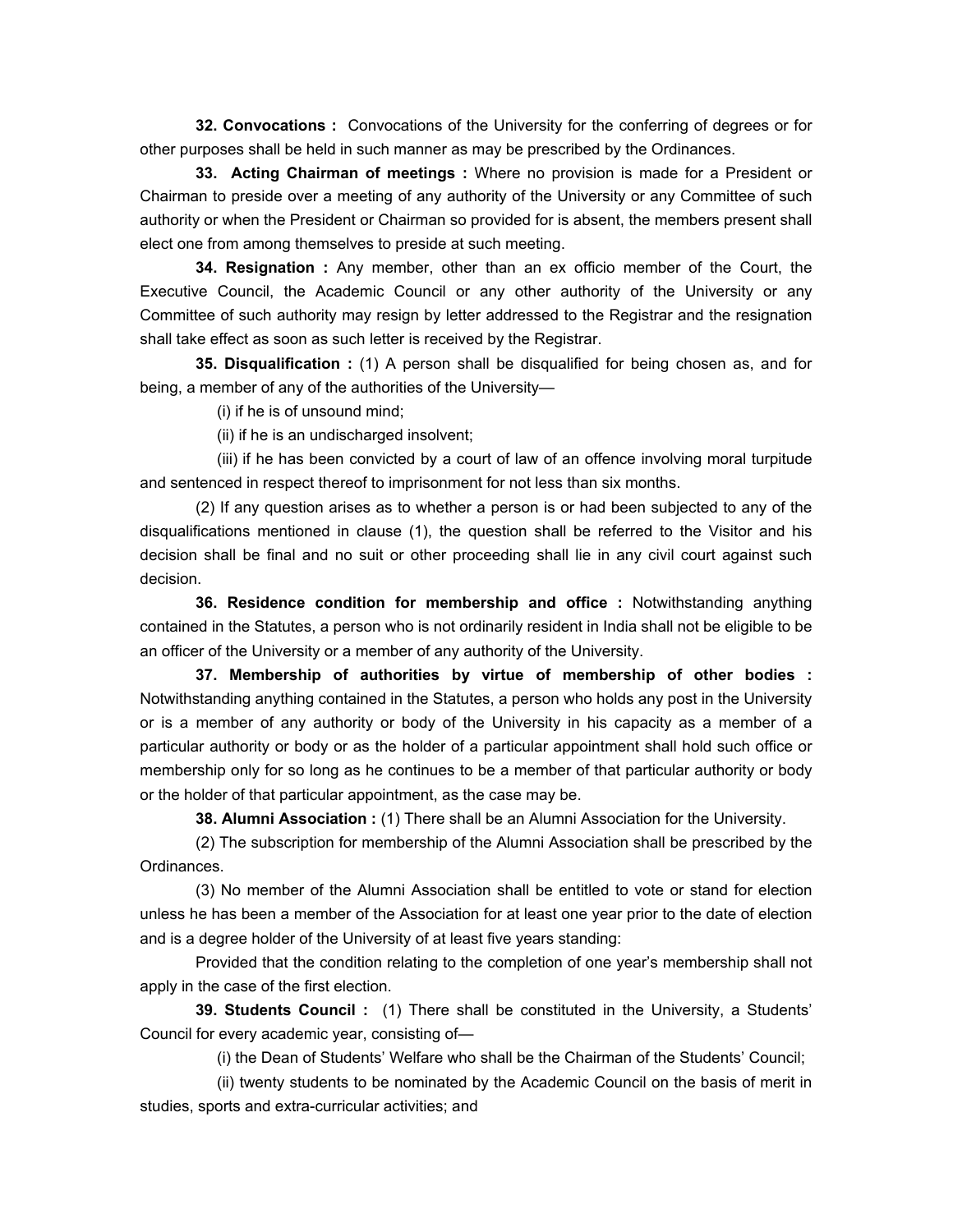**32. Convocations :** Convocations of the University for the conferring of degrees or for other purposes shall be held in such manner as may be prescribed by the Ordinances.

**33. Acting Chairman of meetings :** Where no provision is made for a President or Chairman to preside over a meeting of any authority of the University or any Committee of such authority or when the President or Chairman so provided for is absent, the members present shall elect one from among themselves to preside at such meeting.

**34. Resignation :** Any member, other than an ex officio member of the Court, the Executive Council, the Academic Council or any other authority of the University or any Committee of such authority may resign by letter addressed to the Registrar and the resignation shall take effect as soon as such letter is received by the Registrar.

**35. Disqualification :** (1) A person shall be disqualified for being chosen as, and for being, a member of any of the authorities of the University—

(i) if he is of unsound mind;

(ii) if he is an undischarged insolvent;

(iii) if he has been convicted by a court of law of an offence involving moral turpitude and sentenced in respect thereof to imprisonment for not less than six months.

(2) If any question arises as to whether a person is or had been subjected to any of the disqualifications mentioned in clause (1), the question shall be referred to the Visitor and his decision shall be final and no suit or other proceeding shall lie in any civil court against such decision.

**36. Residence condition for membership and office :** Notwithstanding anything contained in the Statutes, a person who is not ordinarily resident in India shall not be eligible to be an officer of the University or a member of any authority of the University.

**37. Membership of authorities by virtue of membership of other bodies :** Notwithstanding anything contained in the Statutes, a person who holds any post in the University or is a member of any authority or body of the University in his capacity as a member of a particular authority or body or as the holder of a particular appointment shall hold such office or membership only for so long as he continues to be a member of that particular authority or body or the holder of that particular appointment, as the case may be.

**38. Alumni Association :** (1) There shall be an Alumni Association for the University.

(2) The subscription for membership of the Alumni Association shall be prescribed by the Ordinances.

(3) No member of the Alumni Association shall be entitled to vote or stand for election unless he has been a member of the Association for at least one year prior to the date of election and is a degree holder of the University of at least five years standing:

Provided that the condition relating to the completion of one year's membership shall not apply in the case of the first election.

**39. Students Council :** (1) There shall be constituted in the University, a Students' Council for every academic year, consisting of—

(i) the Dean of Students' Welfare who shall be the Chairman of the Students' Council;

(ii) twenty students to be nominated by the Academic Council on the basis of merit in studies, sports and extra-curricular activities; and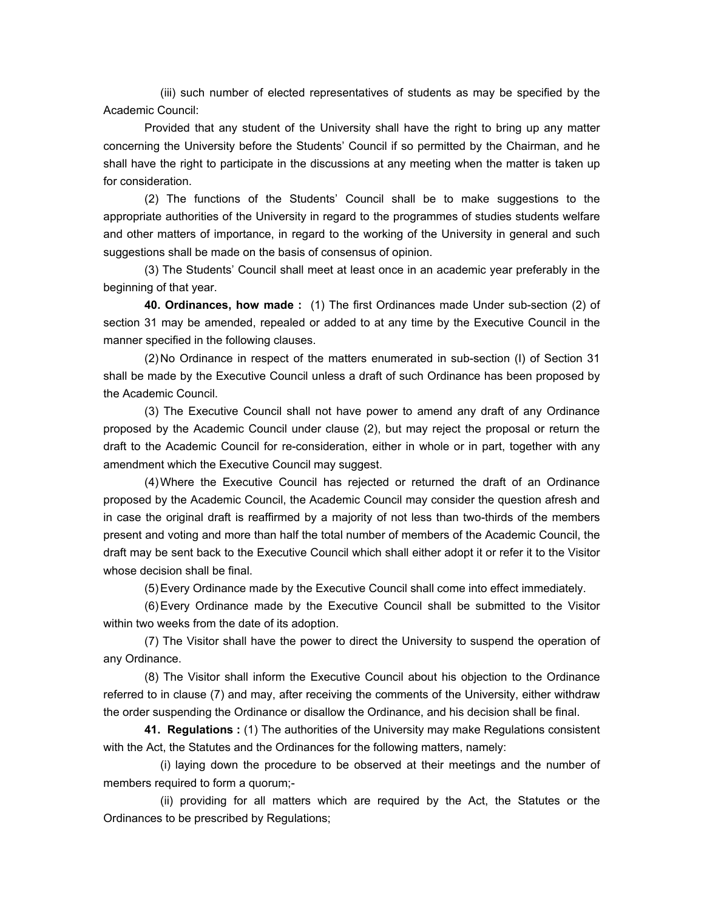(iii) such number of elected representatives of students as may be specified by the Academic Council:

Provided that any student of the University shall have the right to bring up any matter concerning the University before the Students' Council if so permitted by the Chairman, and he shall have the right to participate in the discussions at any meeting when the matter is taken up for consideration.

(2) The functions of the Students' Council shall be to make suggestions to the appropriate authorities of the University in regard to the programmes of studies students welfare and other matters of importance, in regard to the working of the University in general and such suggestions shall be made on the basis of consensus of opinion.

(3) The Students' Council shall meet at least once in an academic year preferably in the beginning of that year.

**40. Ordinances, how made :** (1) The first Ordinances made Under sub-section (2) of section 31 may be amended, repealed or added to at any time by the Executive Council in the manner specified in the following clauses.

(2) No Ordinance in respect of the matters enumerated in sub-section (I) of Section 31 shall be made by the Executive Council unless a draft of such Ordinance has been proposed by the Academic Council.

(3) The Executive Council shall not have power to amend any draft of any Ordinance proposed by the Academic Council under clause (2), but may reject the proposal or return the draft to the Academic Council for re-consideration, either in whole or in part, together with any amendment which the Executive Council may suggest.

(4) Where the Executive Council has rejected or returned the draft of an Ordinance proposed by the Academic Council, the Academic Council may consider the question afresh and in case the original draft is reaffirmed by a majority of not less than two-thirds of the members present and voting and more than half the total number of members of the Academic Council, the draft may be sent back to the Executive Council which shall either adopt it or refer it to the Visitor whose decision shall be final.

(5) Every Ordinance made by the Executive Council shall come into effect immediately.

(6) Every Ordinance made by the Executive Council shall be submitted to the Visitor within two weeks from the date of its adoption.

(7) The Visitor shall have the power to direct the University to suspend the operation of any Ordinance.

(8) The Visitor shall inform the Executive Council about his objection to the Ordinance referred to in clause (7) and may, after receiving the comments of the University, either withdraw the order suspending the Ordinance or disallow the Ordinance, and his decision shall be final.

**41. Regulations :** (1) The authorities of the University may make Regulations consistent with the Act, the Statutes and the Ordinances for the following matters, namely:

(i) laying down the procedure to be observed at their meetings and the number of members required to form a quorum;-

(ii) providing for all matters which are required by the Act, the Statutes or the Ordinances to be prescribed by Regulations;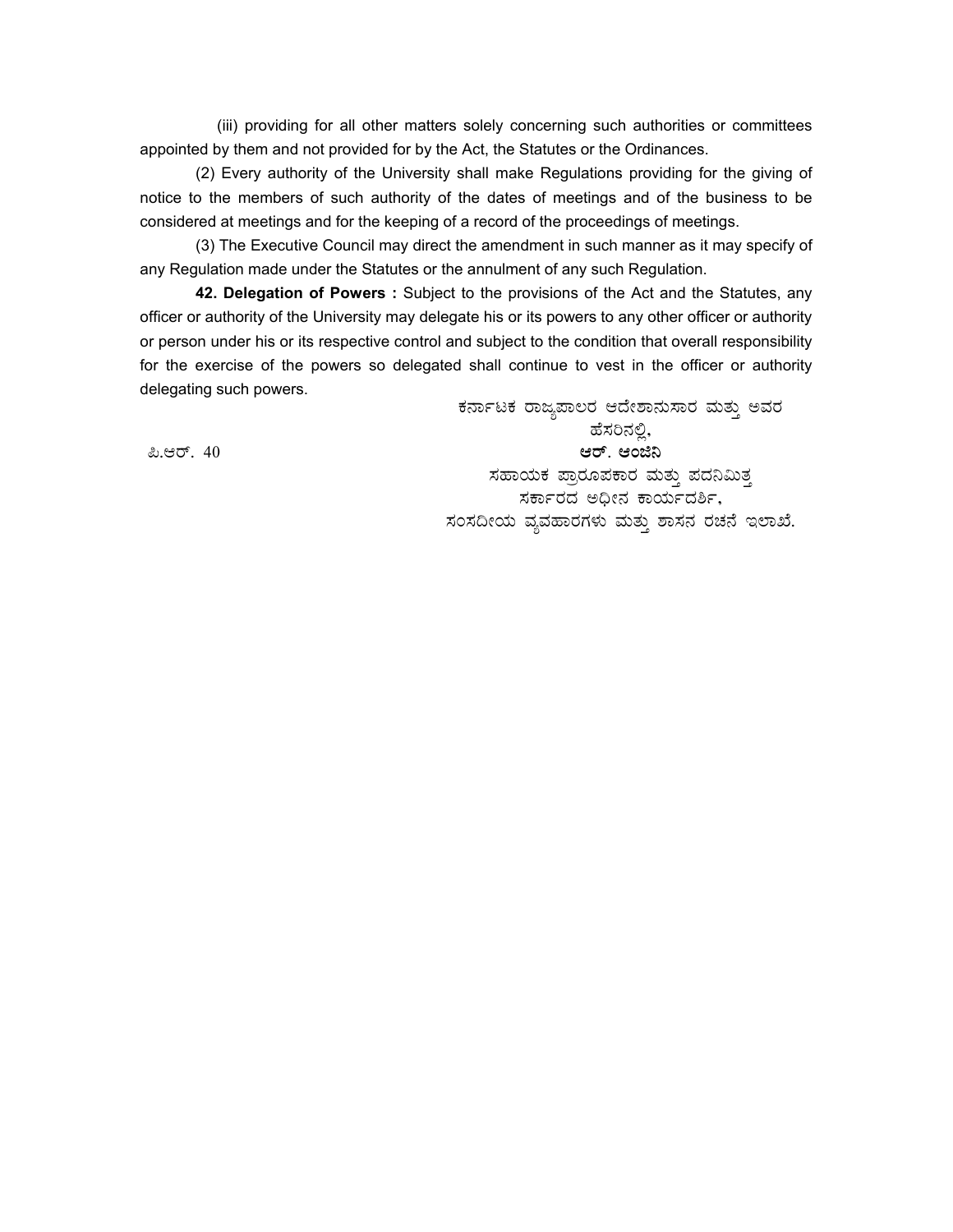(iii) providing for all other matters solely concerning such authorities or committees appointed by them and not provided for by the Act, the Statutes or the Ordinances.

(2) Every authority of the University shall make Regulations providing for the giving of notice to the members of such authority of the dates of meetings and of the business to be considered at meetings and for the keeping of a record of the proceedings of meetings.

(3) The Executive Council may direct the amendment in such manner as it may specify of any Regulation made under the Statutes or the annulment of any such Regulation.

**42. Delegation of Powers :** Subject to the provisions of the Act and the Statutes, any officer or authority of the University may delegate his or its powers to any other officer or authority or person under his or its respective control and subject to the condition that overall responsibility for the exercise of the powers so delegated shall continue to vest in the officer or authority delegating such powers.

ಕರ್ನಾಟಕ ರಾಜ್ಯಪಾಲರ ಆದೇಶಾನುಸಾರ ಮತ್ತು ಅವರ ಹೆಸರಿನಲ್ಲಿ,

ಪಿ.ಆರ್. 40

**ಆರ್. ಆಂಜಿನಿ**

ಸಹಾಯಕ ಪ್ರಾರೂಪಕಾರ ಮತ್ತು ಪದನಿಮಿತ್ತ ಸರ್ಕಾರದ ಅಧೀನ ಕಾರ್ಯದರ್ಶಿ,

ಸಂಸದೀಯ ವ್ಯವಹಾರಗಳು ಮತ್ತು ಶಾಸನ ರಚನೆ ಇಲಾಖೆ.